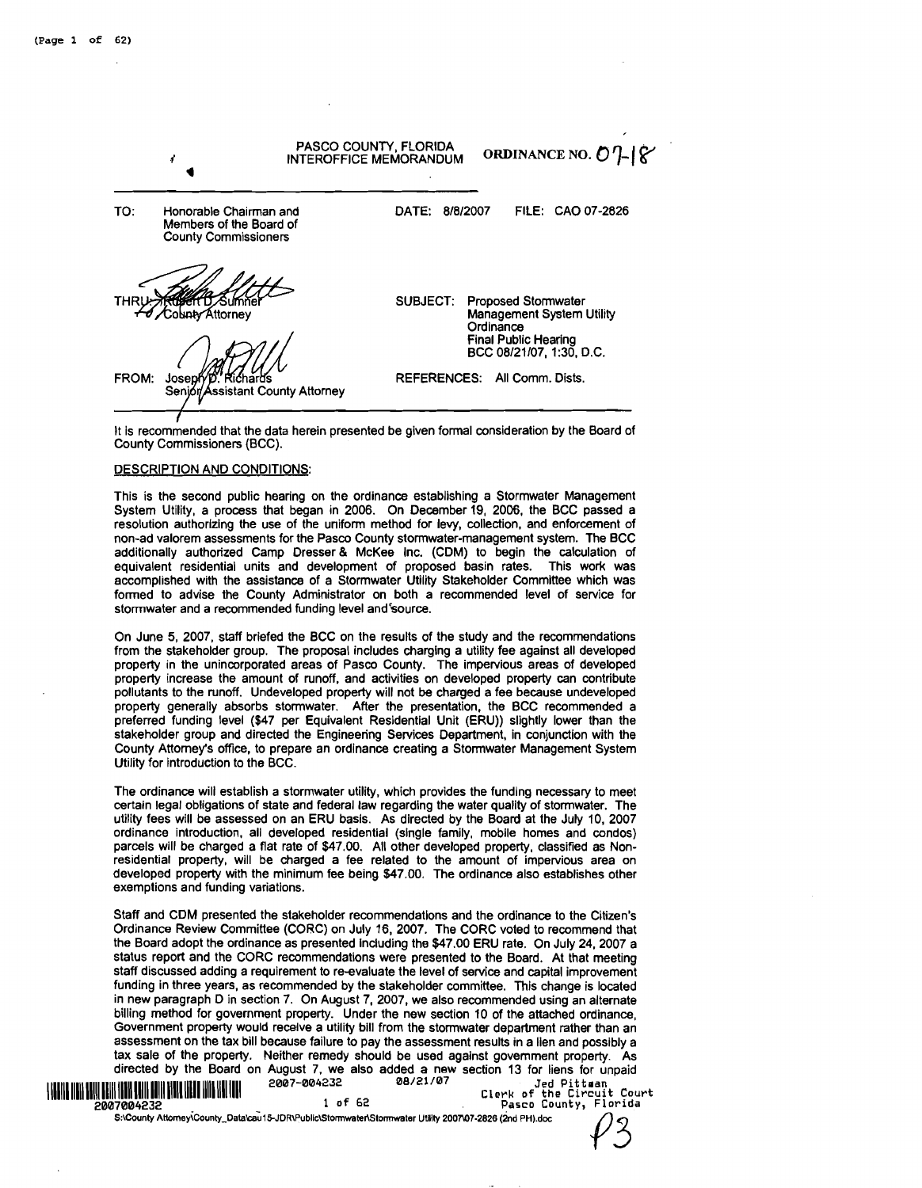PASCO COUNTY, FLORIDA
INTEROFFICE MEMORANDUM

ORDINANCE NO. 07-18

| | | | |
|---|---|---|---|
| TO: | Honorable Chairman and Members of the Board of County Commissioners | DATE: 8/8/2007 | FILE: CAO 07-2826 |
| THRU: | Robert D. Sumner, County Attorney | SUBJECT: | Proposed Stormwater Management System Utility Ordinance Final Public Hearing BCC 08/21/07, 1:30, D.C. |
| FROM: | Joseph D. Richards, Senior Assistant County Attorney | REFERENCES: | All Comm. Dists. |

It is recommended that the data herein presented be given formal consideration by the Board of County Commissioners (BCC).

DESCRIPTION AND CONDITIONS:

This is the second public hearing on the ordinance establishing a Stormwater Management System Utility, a process that began in 2006. On December 19, 2006, the BCC passed a resolution authorizing the use of the uniform method for levy, collection, and enforcement of non-ad valorem assessments for the Pasco County stormwater-management system. The BCC additionally authorized Camp Dresser & McKee Inc. (CDM) to begin the calculation of equivalent residential units and development of proposed basin rates. This work was accomplished with the assistance of a Stormwater Utility Stakeholder Committee which was formed to advise the County Administrator on both a recommended level of service for stormwater and a recommended funding level and source.

On June 5, 2007, staff briefed the BCC on the results of the study and the recommendations from the stakeholder group. The proposal includes charging a utility fee against all developed property in the unincorporated areas of Pasco County. The impervious areas of developed property increase the amount of runoff, and activities on developed property can contribute pollutants to the runoff. Undeveloped property will not be charged a fee because undeveloped property generally absorbs stormwater. After the presentation, the BCC recommended a preferred funding level ($47 per Equivalent Residential Unit (ERU)) slightly lower than the stakeholder group and directed the Engineering Services Department, in conjunction with the County Attorney's office, to prepare an ordinance creating a Stormwater Management System Utility for introduction to the BCC.

The ordinance will establish a stormwater utility, which provides the funding necessary to meet certain legal obligations of state and federal law regarding the water quality of stormwater. The utility fees will be assessed on an ERU basis. As directed by the Board at the July 10, 2007 ordinance introduction, all developed residential (single family, mobile homes and condos) parcels will be charged a flat rate of $47.00. All other developed property, classified as Non-residential property, will be charged a fee related to the amount of impervious area on developed property with the minimum fee being $47.00. The ordinance also establishes other exemptions and funding variations.

Staff and CDM presented the stakeholder recommendations and the ordinance to the Citizen's Ordinance Review Committee (CORC) on July 16, 2007. The CORC voted to recommend that the Board adopt the ordinance as presented including the $47.00 ERU rate. On July 24, 2007 a status report and the CORC recommendations were presented to the Board. At that meeting staff discussed adding a requirement to re-evaluate the level of service and capital improvement funding in three years, as recommended by the stakeholder committee. This change is located in new paragraph D in section 7. On August 7, 2007, we also recommended using an alternate billing method for government property. Under the new section 10 of the attached ordinance, Government property would receive a utility bill from the stormwater department rather than an assessment on the tax bill because failure to pay the assessment results in a lien and possibly a tax sale of the property. Neither remedy should be used against government property. As directed by the Board on August 7, we also added a new section 13 for liens for unpaid

2007-004232 08/21/07 Jed Pittman Clerk of the Circuit Court Pasco County, Florida

2007004232

S:\County Attorney\County_Data\cau15-JDR\Public\Stormwater\Stormwater Utility 2007\07-2826 (2nd PH).doc

P3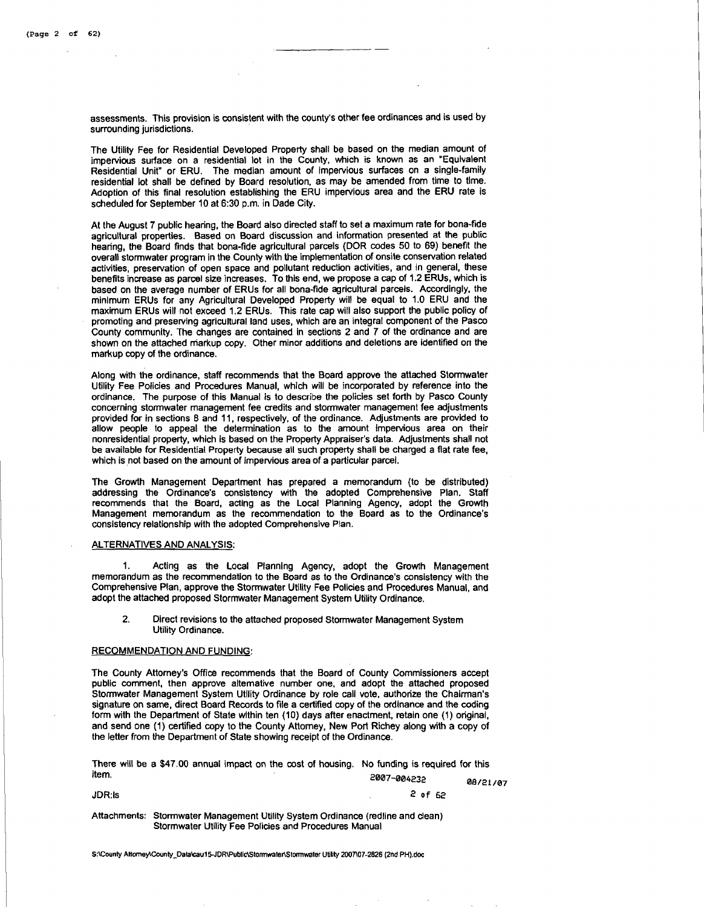assessments. This provision is consistent with the county's other fee ordinances and is used by surrounding jurisdictions.

The Utility Fee for Residential Developed Property shall be based on the median amount of impervious surface on a residential lot in the County, which is known as an "Equivalent Residential Unit" or ERU. The median amount of impervious surfaces on a single-family residential lot shall be defined by Board resolution, as may be amended from time to time. Adoption of this final resolution establishing the ERU impervious area and the ERU rate is scheduled for September 10 at 6:30 p.m. in Dade City.

At the August 7 public hearing, the Board also directed staff to set a maximum rate for bona-fide agricultural properties. Based on Board discussion and information presented at the public hearing, the Board finds that bona-fide agricultural parcels (DOR codes 50 to 69) benefit the overall stormwater program in the County with the implementation of onsite conservation related activities, preservation of open space and pollutant reduction activities, and in general, these benefits increase as parcel size increases. To this end, we propose a cap of 1.2 ERUs, which is based on the average number of ERUs for all bona-fide agricultural parcels. Accordingly, the minimum ERUs for any Agricultural Developed Property will be equal to 1.0 ERU and the maximum ERUs will not exceed 1.2 ERUs. This rate cap will also support the public policy of promoting and preserving agricultural land uses, which are an integral component of the Pasco County community. The changes are contained in sections 2 and 7 of the ordinance and are shown on the attached markup copy. Other minor additions and deletions are identified on the markup copy of the ordinance.

Along with the ordinance, staff recommends that the Board approve the attached Stormwater Utility Fee Policies and Procedures Manual, which will be incorporated by reference into the ordinance. The purpose of this Manual is to describe the policies set forth by Pasco County concerning stormwater management fee credits and stormwater management fee adjustments provided for in sections 8 and 11, respectively, of the ordinance. Adjustments are provided to allow people to appeal the determination as to the amount impervious area on their nonresidential property, which is based on the Property Appraiser's data. Adjustments shall not be available for Residential Property because all such property shall be charged a flat rate fee, which is not based on the amount of impervious area of a particular parcel.

The Growth Management Department has prepared a memorandum (to be distributed) addressing the Ordinance's consistency with the adopted Comprehensive Plan. Staff recommends that the Board, acting as the Local Planning Agency, adopt the Growth Management memorandum as the recommendation to the Board as to the Ordinance's consistency relationship with the adopted Comprehensive Plan.

## ALTERNATIVES AND ANALYSIS:

1. Acting as the Local Planning Agency, adopt the Growth Management memorandum as the recommendation to the Board as to the Ordinance's consistency with the Comprehensive Plan, approve the Stormwater Utility Fee Policies and Procedures Manual, and adopt the attached proposed Stormwater Management System Utility Ordinance.

2. Direct revisions to the attached proposed Stormwater Management System Utility Ordinance.

## RECOMMENDATION AND FUNDING:

The County Attorney's Office recommends that the Board of County Commissioners accept public comment, then approve alternative number one, and adopt the attached proposed Stormwater Management System Utility Ordinance by role call vote, authorize the Chairman's signature on same, direct Board Records to file a certified copy of the ordinance and the coding form with the Department of State within ten (10) days after enactment, retain one (1) original, and send one (1) certified copy to the County Attorney, New Port Richey along with a copy of the letter from the Department of State showing receipt of the Ordinance.

There will be a $47.00 annual impact on the cost of housing. No funding is required for this item.

2007-004232 08/21/07

JDR:ls

Attachments: Stormwater Management Utility System Ordinance (redline and clean)
Stormwater Utility Fee Policies and Procedures Manual

S:\County Attorney\County_Data\cau15-JDR\Public\Stormwater\Stormwater Utility 2007\07-2826 (2nd PH).doc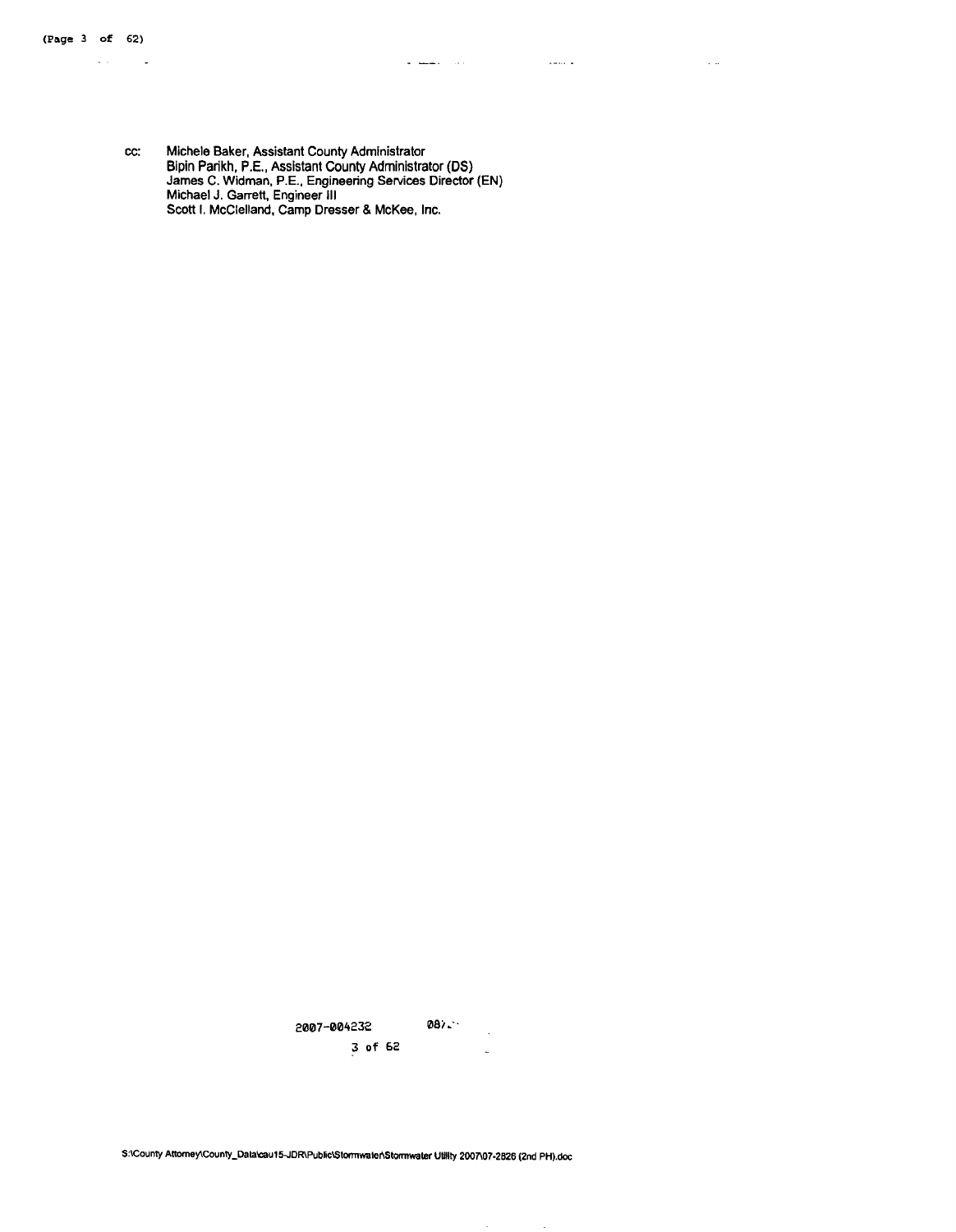cc: Michele Baker, Assistant County Administrator
Bipin Parikh, P.E., Assistant County Administrator (DS)
James C. Widman, P.E., Engineering Services Director (EN)
Michael J. Garrett, Engineer III
Scott I. McClelland, Camp Dresser & McKee, Inc.

S:\County Attorney\County_Data\cau15-JDR\Public\Stormwater\Stormwater Utility 2007\07-2826 (2nd PH).doc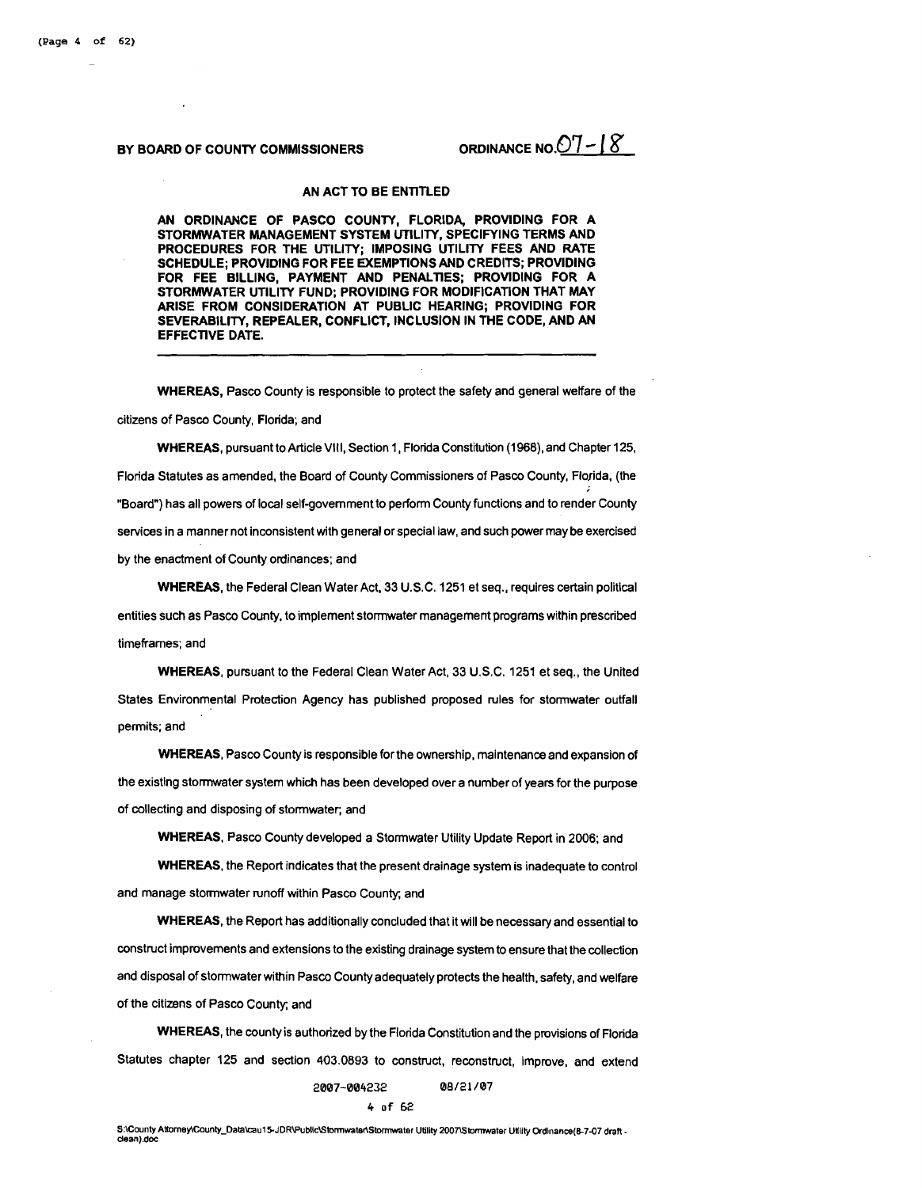**BY BOARD OF COUNTY COMMISSIONERS** **ORDINANCE NO. 07-18**

**AN ACT TO BE ENTITLED**

**AN ORDINANCE OF PASCO COUNTY, FLORIDA, PROVIDING FOR A STORMWATER MANAGEMENT SYSTEM UTILITY, SPECIFYING TERMS AND PROCEDURES FOR THE UTILITY; IMPOSING UTILITY FEES AND RATE SCHEDULE; PROVIDING FOR FEE EXEMPTIONS AND CREDITS; PROVIDING FOR FEE BILLING, PAYMENT AND PENALTIES; PROVIDING FOR A STORMWATER UTILITY FUND; PROVIDING FOR MODIFICATION THAT MAY ARISE FROM CONSIDERATION AT PUBLIC HEARING; PROVIDING FOR SEVERABILITY, REPEALER, CONFLICT, INCLUSION IN THE CODE, AND AN EFFECTIVE DATE.**

---

**WHEREAS,** Pasco County is responsible to protect the safety and general welfare of the citizens of Pasco County, Florida; and

**WHEREAS,** pursuant to Article VIII, Section 1, Florida Constitution (1968), and Chapter 125, Florida Statutes as amended, the Board of County Commissioners of Pasco County, Florida, (the "Board") has all powers of local self-government to perform County functions and to render County services in a manner not inconsistent with general or special law, and such power may be exercised by the enactment of County ordinances; and

**WHEREAS,** the Federal Clean Water Act, 33 U.S.C. 1251 et seq., requires certain political entities such as Pasco County, to implement stormwater management programs within prescribed timeframes; and

**WHEREAS,** pursuant to the Federal Clean Water Act, 33 U.S.C. 1251 et seq., the United States Environmental Protection Agency has published proposed rules for stormwater outfall permits; and

**WHEREAS,** Pasco County is responsible for the ownership, maintenance and expansion of the existing stormwater system which has been developed over a number of years for the purpose of collecting and disposing of stormwater; and

**WHEREAS,** Pasco County developed a Stormwater Utility Update Report in 2006; and

**WHEREAS,** the Report indicates that the present drainage system is inadequate to control and manage stormwater runoff within Pasco County; and

**WHEREAS,** the Report has additionally concluded that it will be necessary and essential to construct improvements and extensions to the existing drainage system to ensure that the collection and disposal of stormwater within Pasco County adequately protects the health, safety, and welfare of the citizens of Pasco County; and

**WHEREAS,** the county is authorized by the Florida Constitution and the provisions of Florida Statutes chapter 125 and section 403.0893 to construct, reconstruct, improve, and extend

2007-004232 08/21/07

S:\County Attorney\County_Data\cau15-JDR\Public\Stormwater\Stormwater Utility 2007\Stormwater Utility Ordinance(8-7-07 draft - clean).doc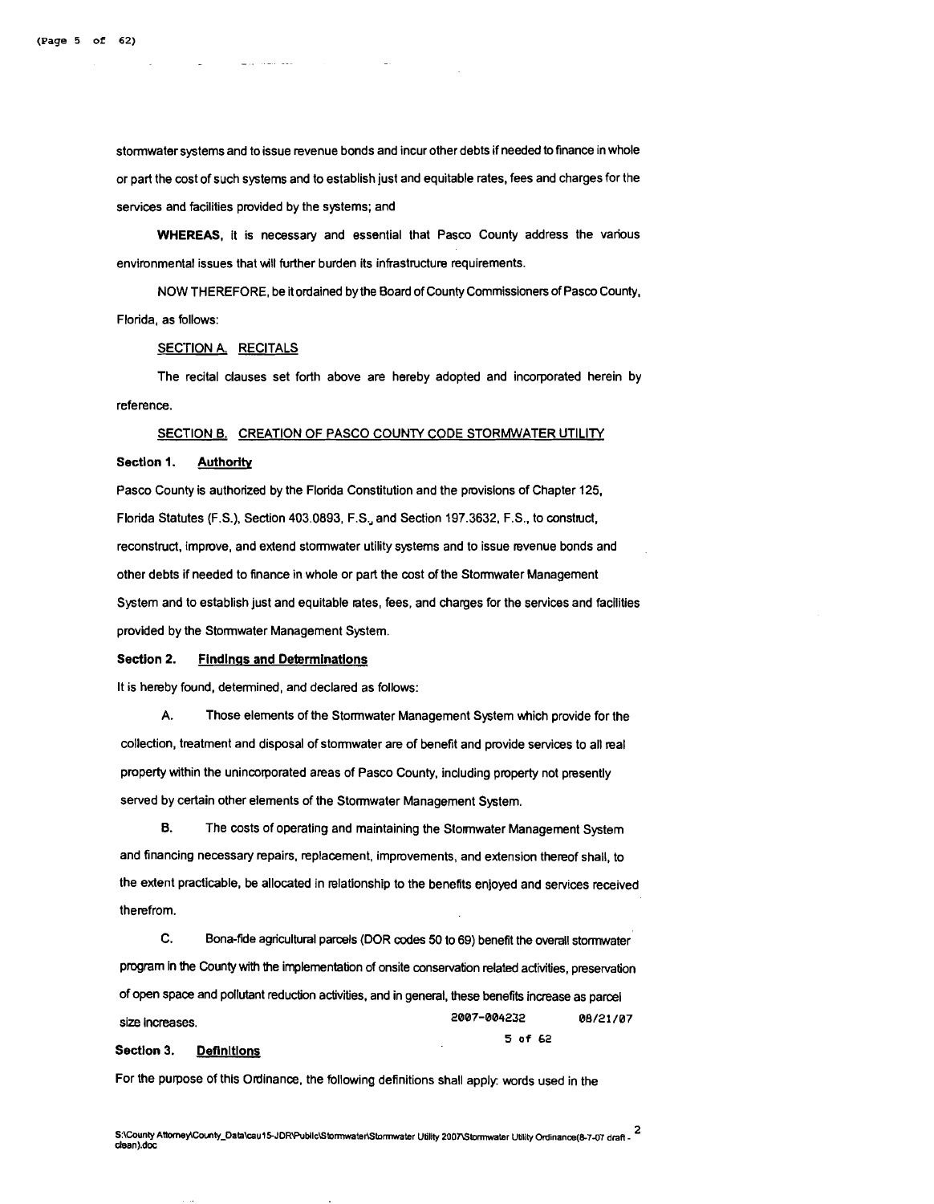stormwater systems and to issue revenue bonds and incur other debts if needed to finance in whole or part the cost of such systems and to establish just and equitable rates, fees and charges for the services and facilities provided by the systems; and

**WHEREAS**, it is necessary and essential that Pasco County address the various environmental issues that will further burden its infrastructure requirements.

NOW THEREFORE, be it ordained by the Board of County Commissioners of Pasco County, Florida, as follows:

SECTION A. RECITALS

The recital clauses set forth above are hereby adopted and incorporated herein by reference.

SECTION B. CREATION OF PASCO COUNTY CODE STORMWATER UTILITY

**Section 1. Authority**

Pasco County is authorized by the Florida Constitution and the provisions of Chapter 125, Florida Statutes (F.S.), Section 403.0893, F.S., and Section 197.3632, F.S., to construct, reconstruct, improve, and extend stormwater utility systems and to issue revenue bonds and other debts if needed to finance in whole or part the cost of the Stormwater Management System and to establish just and equitable rates, fees, and charges for the services and facilities provided by the Stormwater Management System.

**Section 2. Findings and Determinations**

It is hereby found, determined, and declared as follows:

A. Those elements of the Stormwater Management System which provide for the collection, treatment and disposal of stormwater are of benefit and provide services to all real property within the unincorporated areas of Pasco County, including property not presently served by certain other elements of the Stormwater Management System.

B. The costs of operating and maintaining the Stormwater Management System and financing necessary repairs, replacement, improvements, and extension thereof shall, to the extent practicable, be allocated in relationship to the benefits enjoyed and services received therefrom.

C. Bona-fide agricultural parcels (DOR codes 50 to 69) benefit the overall stormwater program in the County with the implementation of onsite conservation related activities, preservation of open space and pollutant reduction activities, and in general, these benefits increase as parcel size increases.

**Section 3. Definitions**

For the purpose of this Ordinance, the following definitions shall apply: words used in the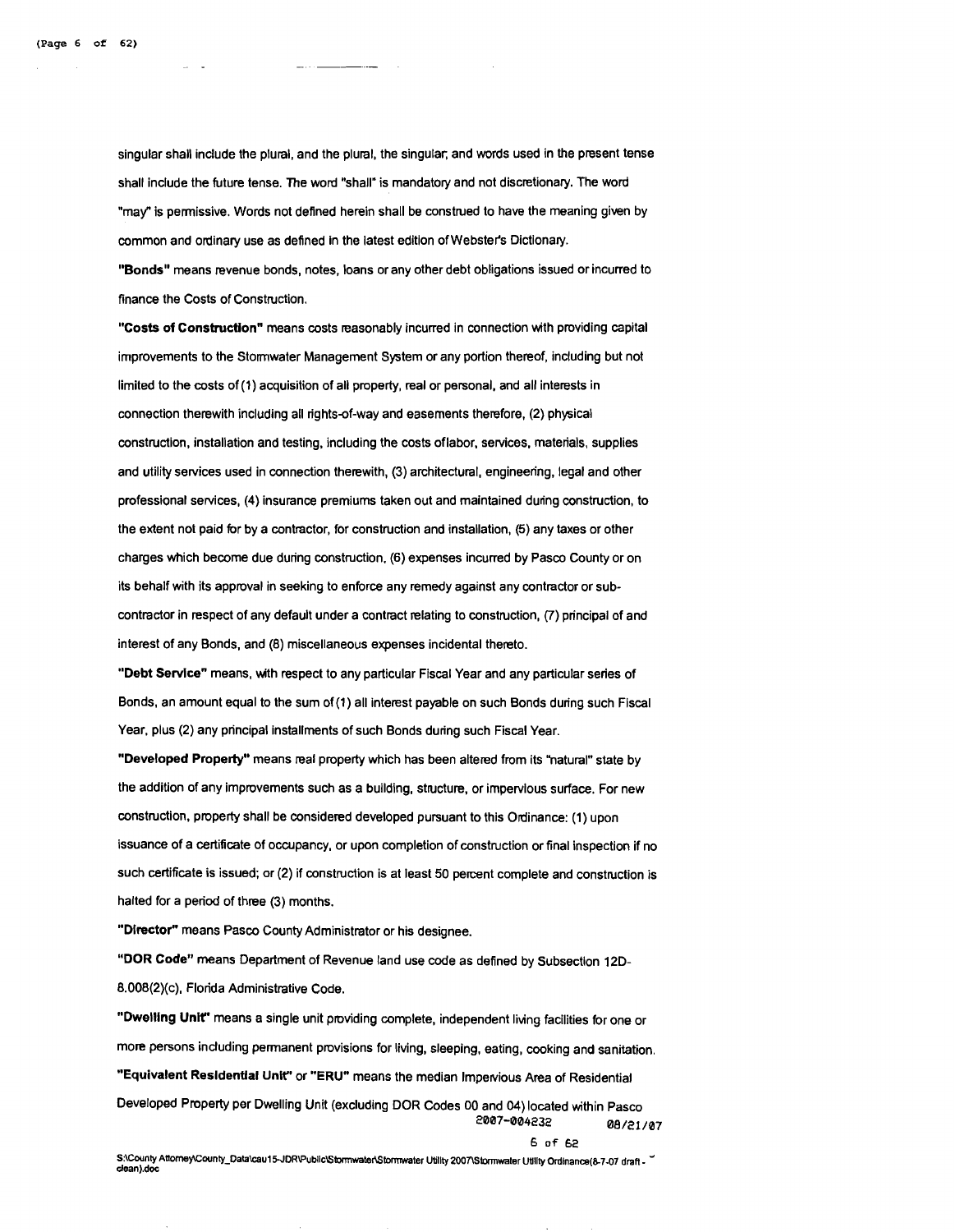singular shall include the plural, and the plural, the singular; and words used in the present tense shall include the future tense. The word "shall" is mandatory and not discretionary. The word "may" is permissive. Words not defined herein shall be construed to have the meaning given by common and ordinary use as defined in the latest edition of Webster's Dictionary.

**"Bonds"** means revenue bonds, notes, loans or any other debt obligations issued or incurred to finance the Costs of Construction.

**"Costs of Construction"** means costs reasonably incurred in connection with providing capital improvements to the Stormwater Management System or any portion thereof, including but not limited to the costs of (1) acquisition of all property, real or personal, and all interests in connection therewith including all rights-of-way and easements therefore, (2) physical construction, installation and testing, including the costs oflabor, services, materials, supplies and utility services used in connection therewith, (3) architectural, engineering, legal and other professional services, (4) insurance premiums taken out and maintained during construction, to the extent not paid for by a contractor, for construction and installation, (5) any taxes or other charges which become due during construction, (6) expenses incurred by Pasco County or on its behalf with its approval in seeking to enforce any remedy against any contractor or sub-contractor in respect of any default under a contract relating to construction, (7) principal of and interest of any Bonds, and (8) miscellaneous expenses incidental thereto.

**"Debt Service"** means, with respect to any particular Fiscal Year and any particular series of Bonds, an amount equal to the sum of (1) all interest payable on such Bonds during such Fiscal Year, plus (2) any principal installments of such Bonds during such Fiscal Year.

**"Developed Property"** means real property which has been altered from its "natural" state by the addition of any improvements such as a building, structure, or impervious surface. For new construction, property shall be considered developed pursuant to this Ordinance: (1) upon issuance of a certificate of occupancy, or upon completion of construction or final inspection if no such certificate is issued; or (2) if construction is at least 50 percent complete and construction is halted for a period of three (3) months.

**"Director"** means Pasco County Administrator or his designee.

**"DOR Code"** means Department of Revenue land use code as defined by Subsection 12D-8.008(2)(c), Florida Administrative Code.

**"Dwelling Unit"** means a single unit providing complete, independent living facilities for one or more persons including permanent provisions for living, sleeping, eating, cooking and sanitation.

**"Equivalent Residential Unit"** or **"ERU"** means the median Impervious Area of Residential Developed Property per Dwelling Unit (excluding DOR Codes 00 and 04) located within Pasco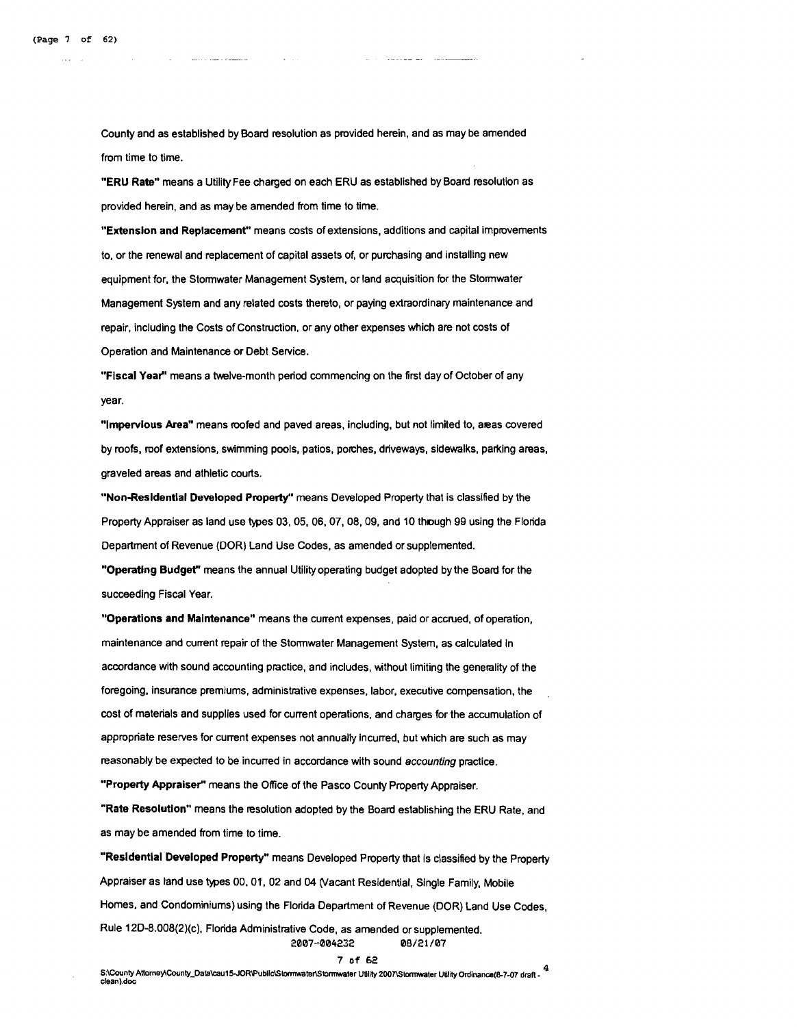County and as established by Board resolution as provided herein, and as may be amended from time to time.

**"ERU Rate"** means a Utility Fee charged on each ERU as established by Board resolution as provided herein, and as may be amended from time to time.

**"Extension and Replacement"** means costs of extensions, additions and capital improvements to, or the renewal and replacement of capital assets of, or purchasing and installing new equipment for, the Stormwater Management System, or land acquisition for the Stormwater Management System and any related costs thereto, or paying extraordinary maintenance and repair, including the Costs of Construction, or any other expenses which are not costs of Operation and Maintenance or Debt Service.

**"Fiscal Year"** means a twelve-month period commencing on the first day of October of any year.

**"Impervious Area"** means roofed and paved areas, including, but not limited to, areas covered by roofs, roof extensions, swimming pools, patios, porches, driveways, sidewalks, parking areas, graveled areas and athletic courts.

**"Non-Residential Developed Property"** means Developed Property that is classified by the Property Appraiser as land use types 03, 05, 06, 07, 08, 09, and 10 through 99 using the Florida Department of Revenue (DOR) Land Use Codes, as amended or supplemented.

**"Operating Budget"** means the annual Utility operating budget adopted by the Board for the succeeding Fiscal Year.

**"Operations and Maintenance"** means the current expenses, paid or accrued, of operation, maintenance and current repair of the Stormwater Management System, as calculated in accordance with sound accounting practice, and includes, without limiting the generality of the foregoing, insurance premiums, administrative expenses, labor, executive compensation, the cost of materials and supplies used for current operations, and charges for the accumulation of appropriate reserves for current expenses not annually incurred, but which are such as may reasonably be expected to be incurred in accordance with sound *accounting* practice.

**"Property Appraiser"** means the Office of the Pasco County Property Appraiser.

**"Rate Resolution"** means the resolution adopted by the Board establishing the ERU Rate, and as may be amended from time to time.

**"Residential Developed Property"** means Developed Property that is classified by the Property Appraiser as land use types 00, 01, 02 and 04 (Vacant Residential, Single Family, Mobile Homes, and Condominiums) using the Florida Department of Revenue (DOR) Land Use Codes, Rule 12D-8.008(2)(c), Florida Administrative Code, as amended or supplemented.

2007-004232 08/21/07

S:\County Attorney\County_Data\cau15-JOR\Public\Stormwater\Stormwater Utility 2007\Stormwater Utility Ordinance(8-7-07 draft - clean).doc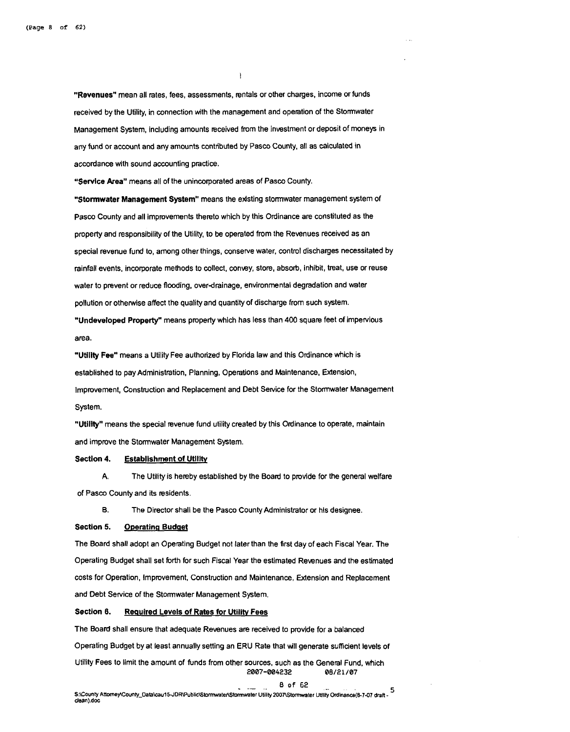**"Revenues"** mean all rates, fees, assessments, rentals or other charges, income or funds received by the Utility, in connection with the management and operation of the Stormwater Management System, including amounts received from the investment or deposit of moneys in any fund or account and any amounts contributed by Pasco County, all as calculated in accordance with sound accounting practice.

**"Service Area"** means all of the unincorporated areas of Pasco County.

**"Stormwater Management System"** means the existing stormwater management system of Pasco County and all improvements thereto which by this Ordinance are constituted as the property and responsibility of the Utility, to be operated from the Revenues received as an special revenue fund to, among other things, conserve water, control discharges necessitated by rainfall events, incorporate methods to collect, convey, store, absorb, inhibit, treat, use or reuse water to prevent or reduce flooding, over-drainage, environmental degradation and water pollution or otherwise affect the quality and quantity of discharge from such system.

**"Undeveloped Property"** means property which has less than 400 square feet of impervious area.

**"Utility Fee"** means a Utility Fee authorized by Florida law and this Ordinance which is established to pay Administration, Planning, Operations and Maintenance, Extension, Improvement, Construction and Replacement and Debt Service for the Stormwater Management System.

**"Utility"** means the special revenue fund utility created by this Ordinance to operate, maintain and improve the Stormwater Management System.

**Section 4. Establishment of Utility**

A. The Utility is hereby established by the Board to provide for the general welfare of Pasco County and its residents.

B. The Director shall be the Pasco County Administrator or his designee.

**Section 5. Operating Budget**

The Board shall adopt an Operating Budget not later than the first day of each Fiscal Year. The Operating Budget shall set forth for such Fiscal Year the estimated Revenues and the estimated costs for Operation, Improvement, Construction and Maintenance, Extension and Replacement and Debt Service of the Stormwater Management System.

**Section 6. Required Levels of Rates for Utility Fees**

The Board shall ensure that adequate Revenues are received to provide for a balanced Operating Budget by at least annually setting an ERU Rate that will generate sufficient levels of Utility Fees to limit the amount of funds from other sources, such as the General Fund, which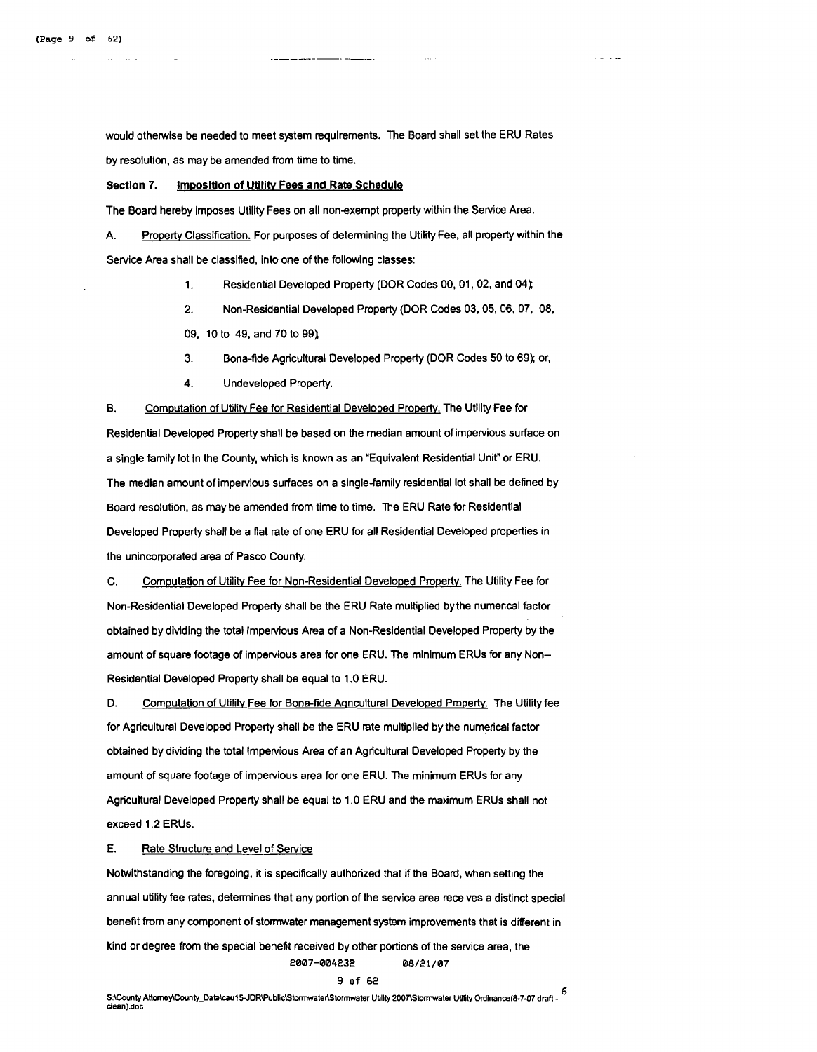would otherwise be needed to meet system requirements. The Board shall set the ERU Rates by resolution, as may be amended from time to time.

**Section 7. Imposition of Utility Fees and Rate Schedule**

The Board hereby imposes Utility Fees on all non-exempt property within the Service Area.

A. Property Classification. For purposes of determining the Utility Fee, all property within the Service Area shall be classified, into one of the following classes:

1. Residential Developed Property (DOR Codes 00, 01, 02, and 04);
2. Non-Residential Developed Property (DOR Codes 03, 05, 06, 07, 08, 09, 10 to 49, and 70 to 99);
3. Bona-fide Agricultural Developed Property (DOR Codes 50 to 69); or,
4. Undeveloped Property.

B. Computation of Utility Fee for Residential Developed Property. The Utility Fee for Residential Developed Property shall be based on the median amount of impervious surface on a single family lot in the County, which is known as an "Equivalent Residential Unit" or ERU. The median amount of impervious surfaces on a single-family residential lot shall be defined by Board resolution, as may be amended from time to time. The ERU Rate for Residential Developed Property shall be a flat rate of one ERU for all Residential Developed properties in the unincorporated area of Pasco County.

C. Computation of Utility Fee for Non-Residential Developed Property. The Utility Fee for Non-Residential Developed Property shall be the ERU Rate multiplied by the numerical factor obtained by dividing the total Impervious Area of a Non-Residential Developed Property by the amount of square footage of impervious area for one ERU. The minimum ERUs for any Non–Residential Developed Property shall be equal to 1.0 ERU.

D. Computation of Utility Fee for Bona-fide Agricultural Developed Property. The Utility fee for Agricultural Developed Property shall be the ERU rate multiplied by the numerical factor obtained by dividing the total Impervious Area of an Agricultural Developed Property by the amount of square footage of impervious area for one ERU. The minimum ERUs for any Agricultural Developed Property shall be equal to 1.0 ERU and the maximum ERUs shall not exceed 1.2 ERUs.

E. Rate Structure and Level of Service

Notwithstanding the foregoing, it is specifically authorized that if the Board, when setting the annual utility fee rates, determines that any portion of the service area receives a distinct special benefit from any component of stormwater management system improvements that is different in kind or degree from the special benefit received by other portions of the service area, the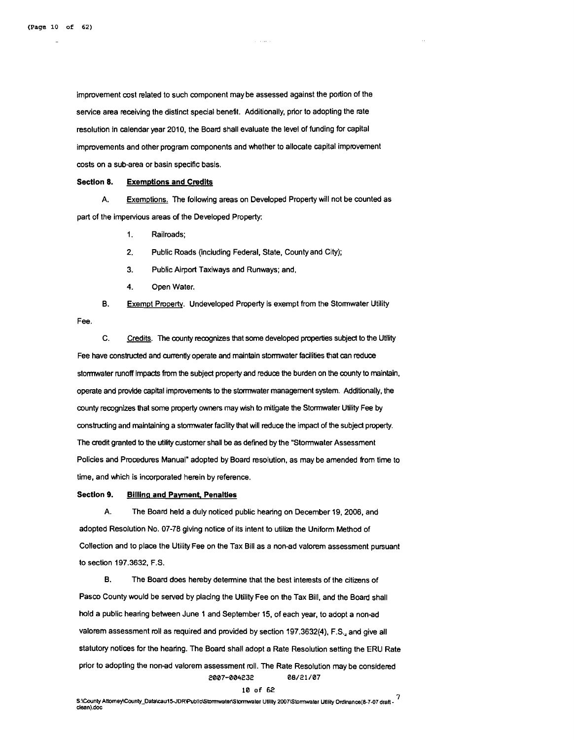improvement cost related to such component may be assessed against the portion of the service area receiving the distinct special benefit. Additionally, prior to adopting the rate resolution in calendar year 2010, the Board shall evaluate the level of funding for capital improvements and other program components and whether to allocate capital improvement costs on a sub-area or basin specific basis.

**Section 8. Exemptions and Credits**

A. Exemptions. The following areas on Developed Property will not be counted as part of the impervious areas of the Developed Property:

1. Railroads;
2. Public Roads (including Federal, State, County and City);
3. Public Airport Taxiways and Runways; and,
4. Open Water.

B. Exempt Property. Undeveloped Property is exempt from the Stormwater Utility Fee.

C. Credits. The county recognizes that some developed properties subject to the Utility Fee have constructed and currently operate and maintain stormwater facilities that can reduce stormwater runoff impacts from the subject property and reduce the burden on the county to maintain, operate and provide capital improvements to the stormwater management system. Additionally, the county recognizes that some property owners may wish to mitigate the Stormwater Utility Fee by constructing and maintaining a stormwater facility that will reduce the impact of the subject property. The credit granted to the utility customer shall be as defined by the "Stormwater Assessment Policies and Procedures Manual" adopted by Board resolution, as may be amended from time to time, and which is incorporated herein by reference.

**Section 9. Billing and Payment, Penalties**

A. The Board held a duly noticed public hearing on December 19, 2006, and adopted Resolution No. 07-78 giving notice of its intent to utilize the Uniform Method of Collection and to place the Utility Fee on the Tax Bill as a non-ad valorem assessment pursuant to section 197.3632, F.S.

B. The Board does hereby determine that the best interests of the citizens of Pasco County would be served by placing the Utility Fee on the Tax Bill, and the Board shall hold a public hearing between June 1 and September 15, of each year, to adopt a non-ad valorem assessment roll as required and provided by section 197.3632(4), F.S., and give all statutory notices for the hearing. The Board shall adopt a Rate Resolution setting the ERU Rate prior to adopting the non-ad valorem assessment roll. The Rate Resolution may be considered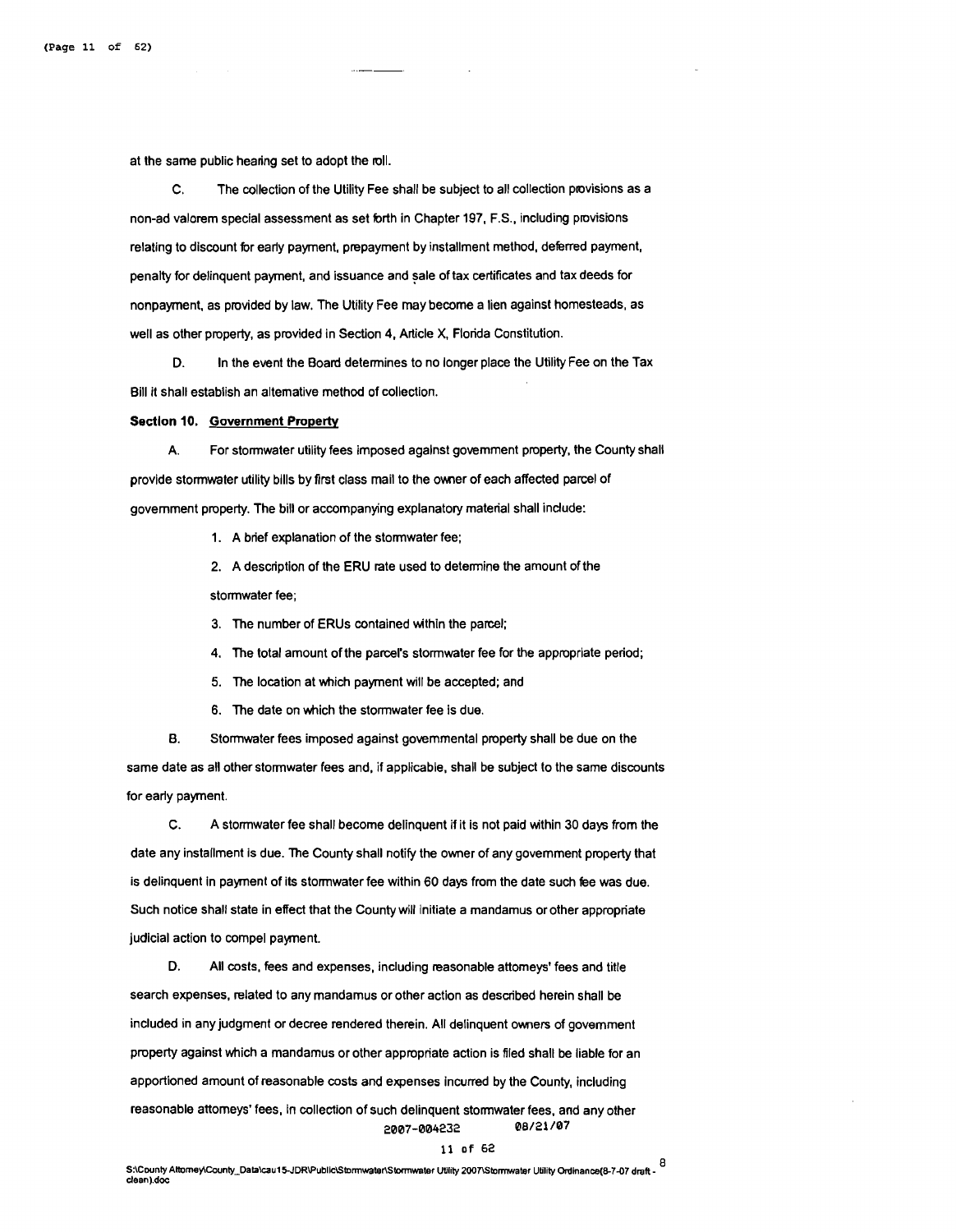at the same public hearing set to adopt the roll.

C. The collection of the Utility Fee shall be subject to all collection provisions as a non-ad valorem special assessment as set forth in Chapter 197, F.S., including provisions relating to discount for early payment, prepayment by installment method, deferred payment, penalty for delinquent payment, and issuance and sale of tax certificates and tax deeds for nonpayment, as provided by law. The Utility Fee may become a lien against homesteads, as well as other property, as provided in Section 4, Article X, Florida Constitution.

D. In the event the Board determines to no longer place the Utility Fee on the Tax Bill it shall establish an alternative method of collection.

**Section 10. Government Property**

A. For stormwater utility fees imposed against government property, the County shall provide stormwater utility bills by first class mail to the owner of each affected parcel of government property. The bill or accompanying explanatory material shall include:

1. A brief explanation of the stormwater fee;
2. A description of the ERU rate used to determine the amount of the stormwater fee;
3. The number of ERUs contained within the parcel;
4. The total amount of the parcel's stormwater fee for the appropriate period;
5. The location at which payment will be accepted; and
6. The date on which the stormwater fee is due.

B. Stormwater fees imposed against governmental property shall be due on the same date as all other stormwater fees and, if applicable, shall be subject to the same discounts for early payment.

C. A stormwater fee shall become delinquent if it is not paid within 30 days from the date any installment is due. The County shall notify the owner of any government property that is delinquent in payment of its stormwater fee within 60 days from the date such fee was due. Such notice shall state in effect that the County will initiate a mandamus or other appropriate judicial action to compel payment.

D. All costs, fees and expenses, including reasonable attorneys' fees and title search expenses, related to any mandamus or other action as described herein shall be included in any judgment or decree rendered therein. All delinquent owners of government property against which a mandamus or other appropriate action is filed shall be liable for an apportioned amount of reasonable costs and expenses incurred by the County, including reasonable attorneys' fees, in collection of such delinquent stormwater fees, and any other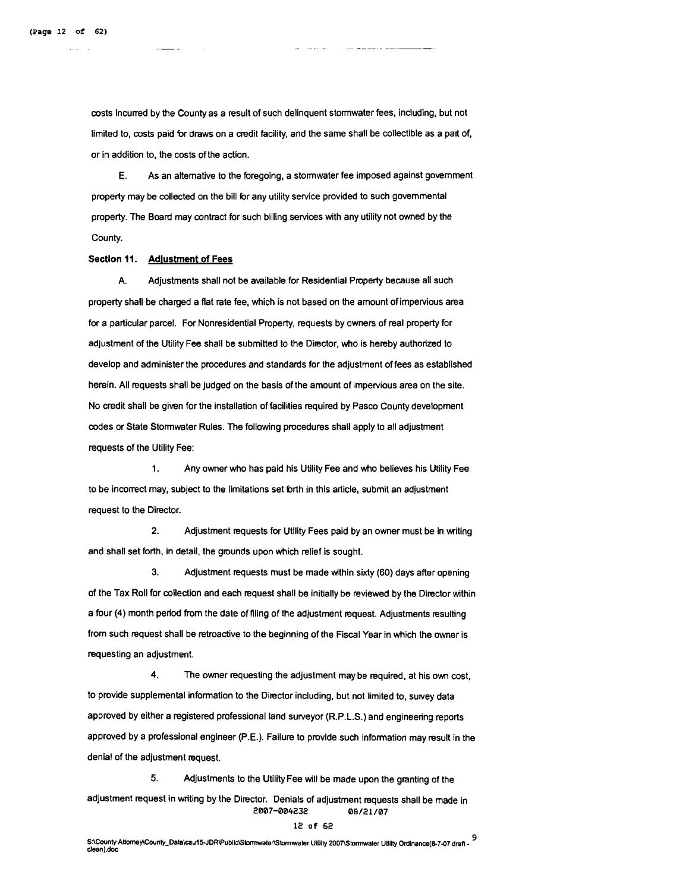costs incurred by the County as a result of such delinquent stormwater fees, including, but not limited to, costs paid for draws on a credit facility, and the same shall be collectible as a part of, or in addition to, the costs of the action.

E. As an alternative to the foregoing, a stormwater fee imposed against government property may be collected on the bill for any utility service provided to such governmental property. The Board may contract for such billing services with any utility not owned by the County.

**Section 11. Adjustment of Fees**

A. Adjustments shall not be available for Residential Property because all such property shall be charged a flat rate fee, which is not based on the amount of impervious area for a particular parcel. For Nonresidential Property, requests by owners of real property for adjustment of the Utility Fee shall be submitted to the Director, who is hereby authorized to develop and administer the procedures and standards for the adjustment of fees as established herein. All requests shall be judged on the basis of the amount of impervious area on the site. No credit shall be given for the installation of facilities required by Pasco County development codes or State Stormwater Rules. The following procedures shall apply to all adjustment requests of the Utility Fee:

1. Any owner who has paid his Utility Fee and who believes his Utility Fee to be incorrect may, subject to the limitations set forth in this article, submit an adjustment request to the Director.

2. Adjustment requests for Utility Fees paid by an owner must be in writing and shall set forth, in detail, the grounds upon which relief is sought.

3. Adjustment requests must be made within sixty (60) days after opening of the Tax Roll for collection and each request shall be initially be reviewed by the Director within a four (4) month period from the date of filing of the adjustment request. Adjustments resulting from such request shall be retroactive to the beginning of the Fiscal Year in which the owner is requesting an adjustment.

4. The owner requesting the adjustment may be required, at his own cost, to provide supplemental information to the Director including, but not limited to, survey data approved by either a registered professional land surveyor (R.P.L.S.) and engineering reports approved by a professional engineer (P.E.). Failure to provide such information may result in the denial of the adjustment request.

5. Adjustments to the Utility Fee will be made upon the granting of the adjustment request in writing by the Director. Denials of adjustment requests shall be made in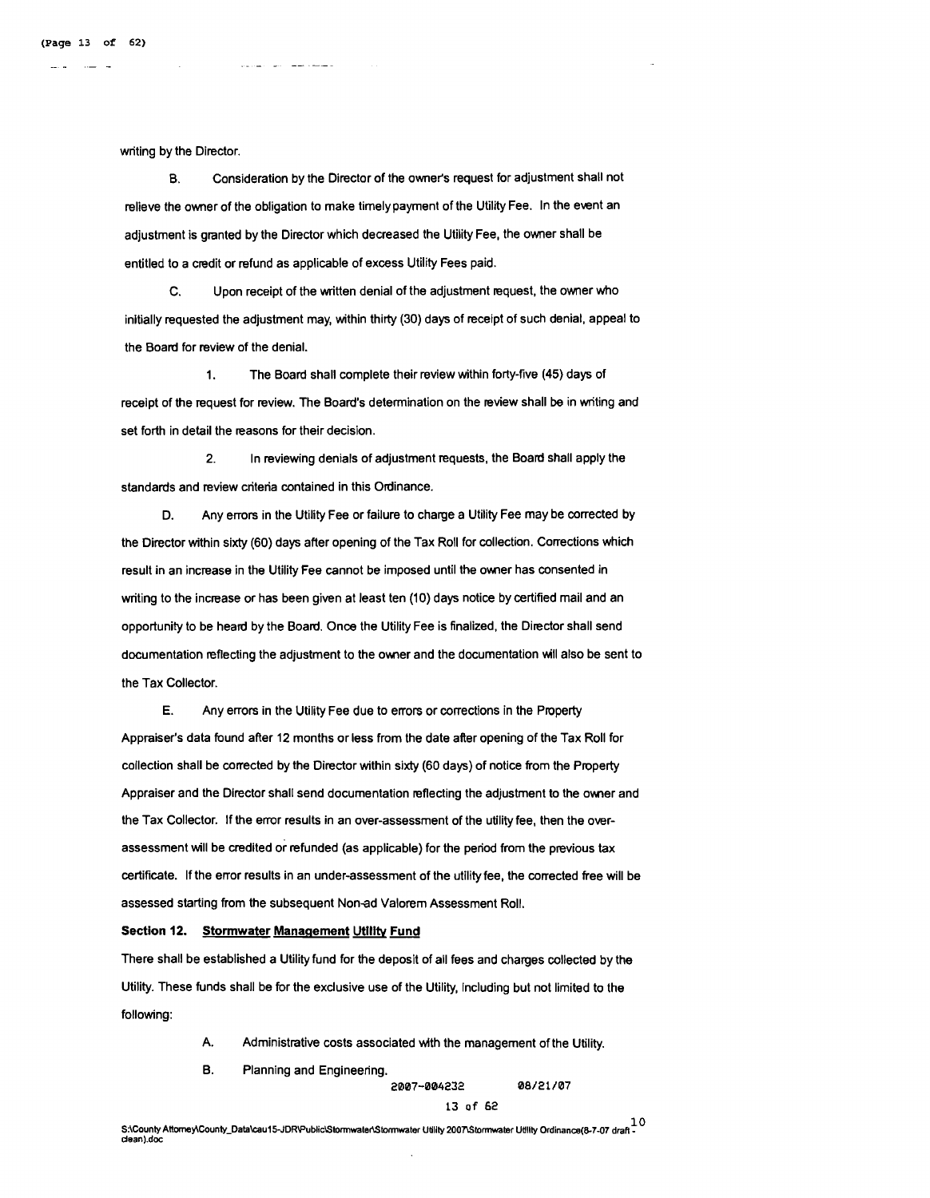writing by the Director.

B. Consideration by the Director of the owner's request for adjustment shall not relieve the owner of the obligation to make timely payment of the Utility Fee. In the event an adjustment is granted by the Director which decreased the Utility Fee, the owner shall be entitled to a credit or refund as applicable of excess Utility Fees paid.

C. Upon receipt of the written denial of the adjustment request, the owner who initially requested the adjustment may, within thirty (30) days of receipt of such denial, appeal to the Board for review of the denial.

1. The Board shall complete their review within forty-five (45) days of receipt of the request for review. The Board's determination on the review shall be in writing and set forth in detail the reasons for their decision.

2. In reviewing denials of adjustment requests, the Board shall apply the standards and review criteria contained in this Ordinance.

D. Any errors in the Utility Fee or failure to charge a Utility Fee may be corrected by the Director within sixty (60) days after opening of the Tax Roll for collection. Corrections which result in an increase in the Utility Fee cannot be imposed until the owner has consented in writing to the increase or has been given at least ten (10) days notice by certified mail and an opportunity to be heard by the Board. Once the Utility Fee is finalized, the Director shall send documentation reflecting the adjustment to the owner and the documentation will also be sent to the Tax Collector.

E. Any errors in the Utility Fee due to errors or corrections in the Property Appraiser's data found after 12 months or less from the date after opening of the Tax Roll for collection shall be corrected by the Director within sixty (60 days) of notice from the Property Appraiser and the Director shall send documentation reflecting the adjustment to the owner and the Tax Collector. If the error results in an over-assessment of the utility fee, then the over-assessment will be credited or refunded (as applicable) for the period from the previous tax certificate. If the error results in an under-assessment of the utility fee, the corrected free will be assessed starting from the subsequent Non-ad Valorem Assessment Roll.

**Section 12. Stormwater Management Utility Fund**

There shall be established a Utility fund for the deposit of all fees and charges collected by the Utility. These funds shall be for the exclusive use of the Utility, including but not limited to the following:

A. Administrative costs associated with the management of the Utility.

B. Planning and Engineering.

2007-004232 08/21/07

S:\County Attorney\County_Data\cau15-JDR\Public\Stormwater\Stormwater Utility 2007\Stormwater Utility Ordinance(8-7-07 draft - clean).doc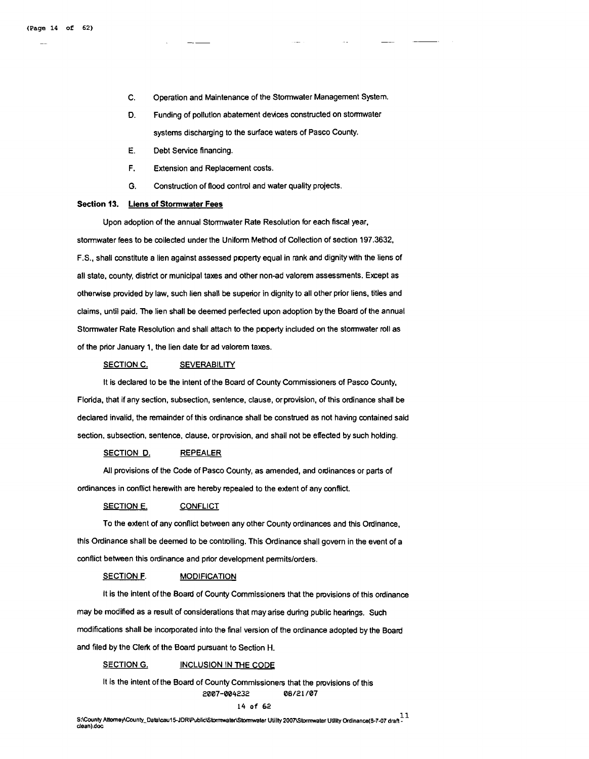C. Operation and Maintenance of the Stormwater Management System.

D. Funding of pollution abatement devices constructed on stormwater systems discharging to the surface waters of Pasco County.

E. Debt Service financing.

F. Extension and Replacement costs.

G. Construction of flood control and water quality projects.

**Section 13. Liens of Stormwater Fees**

Upon adoption of the annual Stormwater Rate Resolution for each fiscal year, stormwater fees to be collected under the Uniform Method of Collection of section 197.3632, F.S., shall constitute a lien against assessed property equal in rank and dignity with the liens of all state, county, district or municipal taxes and other non-ad valorem assessments. Except as otherwise provided by law, such lien shall be superior in dignity to all other prior liens, titles and claims, until paid. The lien shall be deemed perfected upon adoption by the Board of the annual Stormwater Rate Resolution and shall attach to the property included on the stormwater roll as of the prior January 1, the lien date for ad valorem taxes.

SECTION C. SEVERABILITY

It is declared to be the intent of the Board of County Commissioners of Pasco County, Florida, that if any section, subsection, sentence, clause, or provision, of this ordinance shall be declared invalid, the remainder of this ordinance shall be construed as not having contained said section, subsection, sentence, clause, or provision, and shall not be effected by such holding.

SECTION D. REPEALER

All provisions of the Code of Pasco County, as amended, and ordinances or parts of ordinances in conflict herewith are hereby repealed to the extent of any conflict.

SECTION E. CONFLICT

To the extent of any conflict between any other County ordinances and this Ordinance, this Ordinance shall be deemed to be controlling. This Ordinance shall govern in the event of a conflict between this ordinance and prior development permits/orders.

SECTION F. MODIFICATION

It is the intent of the Board of County Commissioners that the provisions of this ordinance may be modified as a result of considerations that may arise during public hearings. Such modifications shall be incorporated into the final version of the ordinance adopted by the Board and filed by the Clerk of the Board pursuant to Section H.

SECTION G. INCLUSION IN THE CODE

It is the intent of the Board of County Commissioners that the provisions of this

2007-004232 08/21/07

S:\County Attorney\County_Data\cau15-JDR\Public\Stormwater\Stormwater Utility 2007\Stormwater Utility Ordinance(8-7-07 draft - clean).doc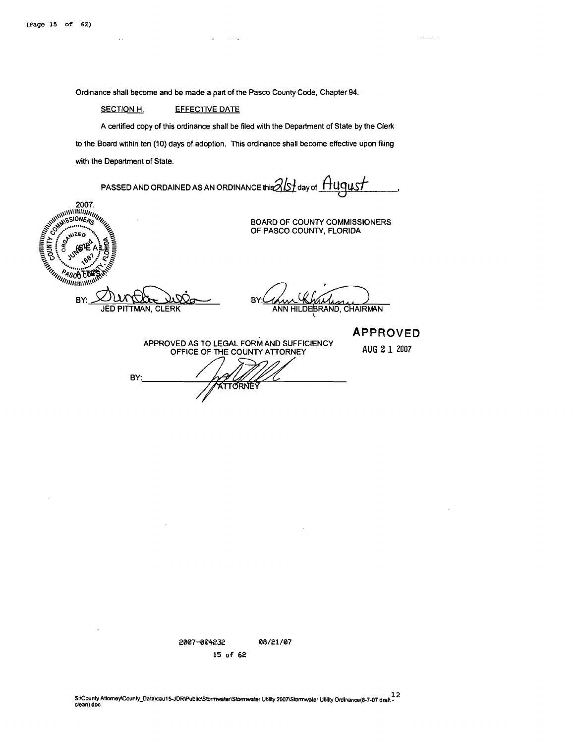Ordinance shall become and be made a part of the Pasco County Code, Chapter 94.

SECTION H. EFFECTIVE DATE

A certified copy of this ordinance shall be filed with the Department of State by the Clerk to the Board within ten (10) days of adoption. This ordinance shall become effective upon filing with the Department of State.

PASSED AND ORDAINED AS AN ORDINANCE this 21st day of August, 2007.

BOARD OF COUNTY COMMISSIONERS OF PASCO COUNTY, FLORIDA

BY: ________________________
JED PITTMAN, CLERK

BY: ________________________
ANN HILDEBRAND, CHAIRMAN

**APPROVED**

AUG 21 2007

APPROVED AS TO LEGAL FORM AND SUFFICIENCY
OFFICE OF THE COUNTY ATTORNEY

BY: ________________________
ATTORNEY

2007-004232 08/21/07

S:\County Attorney\County_Data\cau15-JDR\Public\Stormwater\Stormwater Utility 2007\Stormwater Utility Ordinance(8-7-07 draft - clean).doc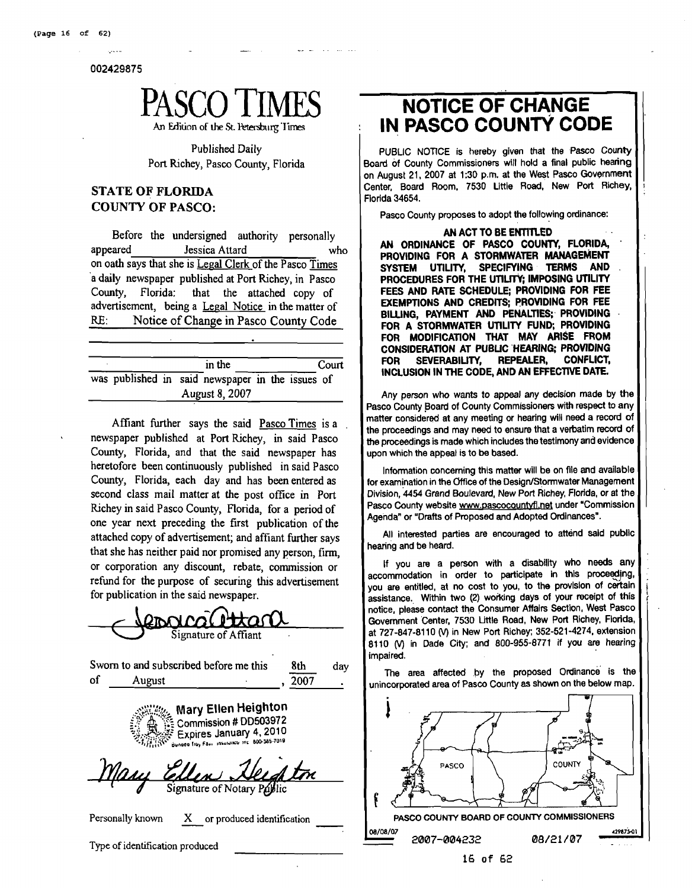002429875

# PASCO TIMES

An Edition of the St. Petersburg Times

Published Daily
Port Richey, Pasco County, Florida

**STATE OF FLORIDA**
**COUNTY OF PASCO:**

Before the undersigned authority personally appeared Jessica Attard who on oath says that she is Legal Clerk of the Pasco Times a daily newspaper published at Port Richey, in Pasco County, Florida: that the attached copy of advertisement, being a Legal Notice in the matter of RE: Notice of Change in Pasco County Code

______ in the ______ Court was published in said newspaper in the issues of August 8, 2007

Affiant further says the said Pasco Times is a newspaper published at Port Richey, in said Pasco County, Florida, and that the said newspaper has heretofore been continuously published in said Pasco County, Florida, each day and has been entered as second class mail matter at the post office in Port Richey in said Pasco County, Florida, for a period of one year next preceding the first publication of the attached copy of advertisement; and affiant further says that she has neither paid nor promised any person, firm, or corporation any discount, rebate, commission or refund for the purpose of securing this advertisement for publication in the said newspaper.

Jessica Attard
Signature of Affiant

Sworn to and subscribed before me this 8th day of August, 2007.

Mary Ellen Heighton
Commission # DD503972
Expires January 4, 2010
Bonded Thru Fain Insurance Inc 800-385-7019

Mary Ellen Heighton
Signature of Notary Public

Personally known X or produced identification ____

Type of identification produced ____

# NOTICE OF CHANGE IN PASCO COUNTY CODE

PUBLIC NOTICE is hereby given that the Pasco County Board of County Commissioners will hold a final public hearing on August 21, 2007 at 1:30 p.m. at the West Pasco Government Center, Board Room, 7530 Little Road, New Port Richey, Florida 34654.

Pasco County proposes to adopt the following ordinance:

**AN ACT TO BE ENTITLED**
**AN ORDINANCE OF PASCO COUNTY, FLORIDA, PROVIDING FOR A STORMWATER MANAGEMENT SYSTEM UTILITY, SPECIFYING TERMS AND PROCEDURES FOR THE UTILITY; IMPOSING UTILITY FEES AND RATE SCHEDULE; PROVIDING FOR FEE EXEMPTIONS AND CREDITS; PROVIDING FOR FEE BILLING, PAYMENT AND PENALTIES; PROVIDING FOR A STORMWATER UTILITY FUND; PROVIDING FOR MODIFICATION THAT MAY ARISE FROM CONSIDERATION AT PUBLIC HEARING; PROVIDING FOR SEVERABILITY, REPEALER, CONFLICT, INCLUSION IN THE CODE, AND AN EFFECTIVE DATE.**

Any person who wants to appeal any decision made by the Pasco County Board of County Commissioners with respect to any matter considered at any meeting or hearing will need a record of the proceedings and may need to ensure that a verbatim record of the proceedings is made which includes the testimony and evidence upon which the appeal is to be based.

Information concerning this matter will be on file and available for examination in the Office of the Design/Stormwater Management Division, 4454 Grand Boulevard, New Port Richey, Florida, or at the Pasco County website www.pascocountyfl.net under "Commission Agenda" or "Drafts of Proposed and Adopted Ordinances".

All interested parties are encouraged to attend said public hearing and be heard.

If you are a person with a disability who needs any accommodation in order to participate in this proceeding, you are entitled, at no cost to you, to the provision of certain assistance. Within two (2) working days of your receipt of this notice, please contact the Consumer Affairs Section, West Pasco Government Center, 7530 Little Road, New Port Richey, Florida, at 727-847-8110 (V) in New Port Richey; 352-521-4274, extension 8110 (V) in Dade City; and 800-955-8771 if you are hearing impaired.

The area affected by the proposed Ordinance is the unincorporated area of Pasco County as shown on the below map.

PASCO COUNTY

PASCO COUNTY BOARD OF COUNTY COMMISSIONERS

08/08/07 429875-01

2007-004232 08/21/07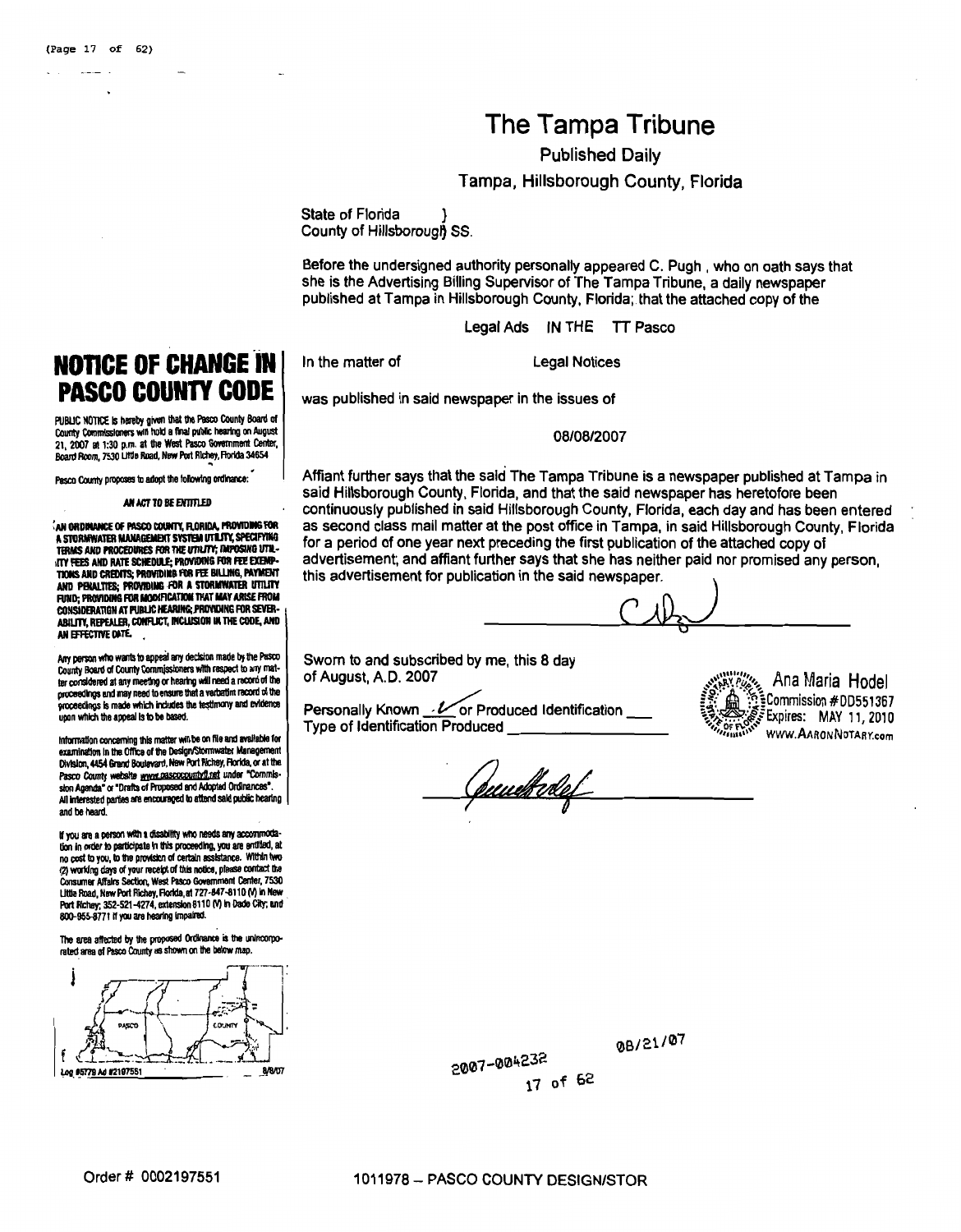# The Tampa Tribune

**Published Daily**

**Tampa, Hillsborough County, Florida**

State of Florida )
County of Hillsborough SS.

Before the undersigned authority personally appeared C. Pugh , who on oath says that she is the Advertising Billing Supervisor of The Tampa Tribune, a daily newspaper published at Tampa in Hillsborough County, Florida; that the attached copy of the

Legal Ads IN THE TT Pasco

In the matter of Legal Notices

was published in said newspaper in the issues of

08/08/2007

Affiant further says that the said The Tampa Tribune is a newspaper published at Tampa in said Hillsborough County, Florida, and that the said newspaper has heretofore been continuously published in said Hillsborough County, Florida, each day and has been entered as second class mail matter at the post office in Tampa, in said Hillsborough County, Florida for a period of one year next preceding the first publication of the attached copy of advertisement; and affiant further says that she has neither paid nor promised any person, this advertisement for publication in the said newspaper.

Sworn to and subscribed by me, this 8 day of August, A.D. 2007

Personally Known ✓ or Produced Identification ___
Type of Identification Produced ___

Ana Maria Hodel
Commission #DD551367
Expires: MAY 11, 2010
www.AaronNotary.com

## NOTICE OF CHANGE IN PASCO COUNTY CODE

PUBLIC NOTICE is hereby given that the Pasco County Board of County Commissioners will hold a final public hearing on August 21, 2007 at 1:30 p.m. at the West Pasco Government Center, Board Room, 7530 Little Road, New Port Richey, Florida 34654

Pasco County proposes to adopt the following ordinance:

**AN ACT TO BE ENTITLED**

**AN ORDINANCE OF PASCO COUNTY, FLORIDA, PROVIDING FOR A STORMWATER MANAGEMENT SYSTEM UTILITY, SPECIFYING TERMS AND PROCEDURES FOR THE UTILITY; IMPOSING UTILITY FEES AND RATE SCHEDULE; PROVIDING FOR FEE EXEMPTIONS AND CREDITS; PROVIDING FOR FEE BILLING, PAYMENT AND PENALTIES; PROVIDING FOR A STORMWATER UTILITY FUND; PROVIDING FOR MODIFICATION THAT MAY ARISE FROM CONSIDERATION AT PUBLIC HEARING; PROVIDING FOR SEVERABILITY, REPEALER, CONFLICT, INCLUSION IN THE CODE, AND AN EFFECTIVE DATE.**

Any person who wants to appeal any decision made by the Pasco County Board of County Commissioners with respect to any matter considered at any meeting or hearing will need a record of the proceedings and may need to ensure that a verbatim record of the proceedings is made which includes the testimony and evidence upon which the appeal is to be based.

Information concerning this matter will be on file and available for examination in the Office of the Design/Stormwater Management Division, 4454 Grand Boulevard, New Port Richey, Florida, or at the Pasco County website www.pascocountyfl.net under "Commission Agenda" or "Drafts of Proposed and Adopted Ordinances". All interested parties are encouraged to attend said public hearing and be heard.

If you are a person with a disability who needs any accommodation in order to participate in this proceeding, you are entitled, at no cost to you, to the provision of certain assistance. Within two (2) working days of your receipt of this notice, please contact the Consumer Affairs Section, West Pasco Government Center, 7530 Little Road, New Port Richey, Florida, at 727-847-8110 (V) in New Port Richey; 352-521-4274, extension 8110 (V) in Dade City; and 800-955-8771 if you are hearing impaired.

The area affected by the proposed Ordinance is the unincorporated area of Pasco County as shown on the below map.

Log #5778 Ad #2197551 8/8/07

2007-004232

08/21/07

Order # 0002197551

1011978 – PASCO COUNTY DESIGN/STOR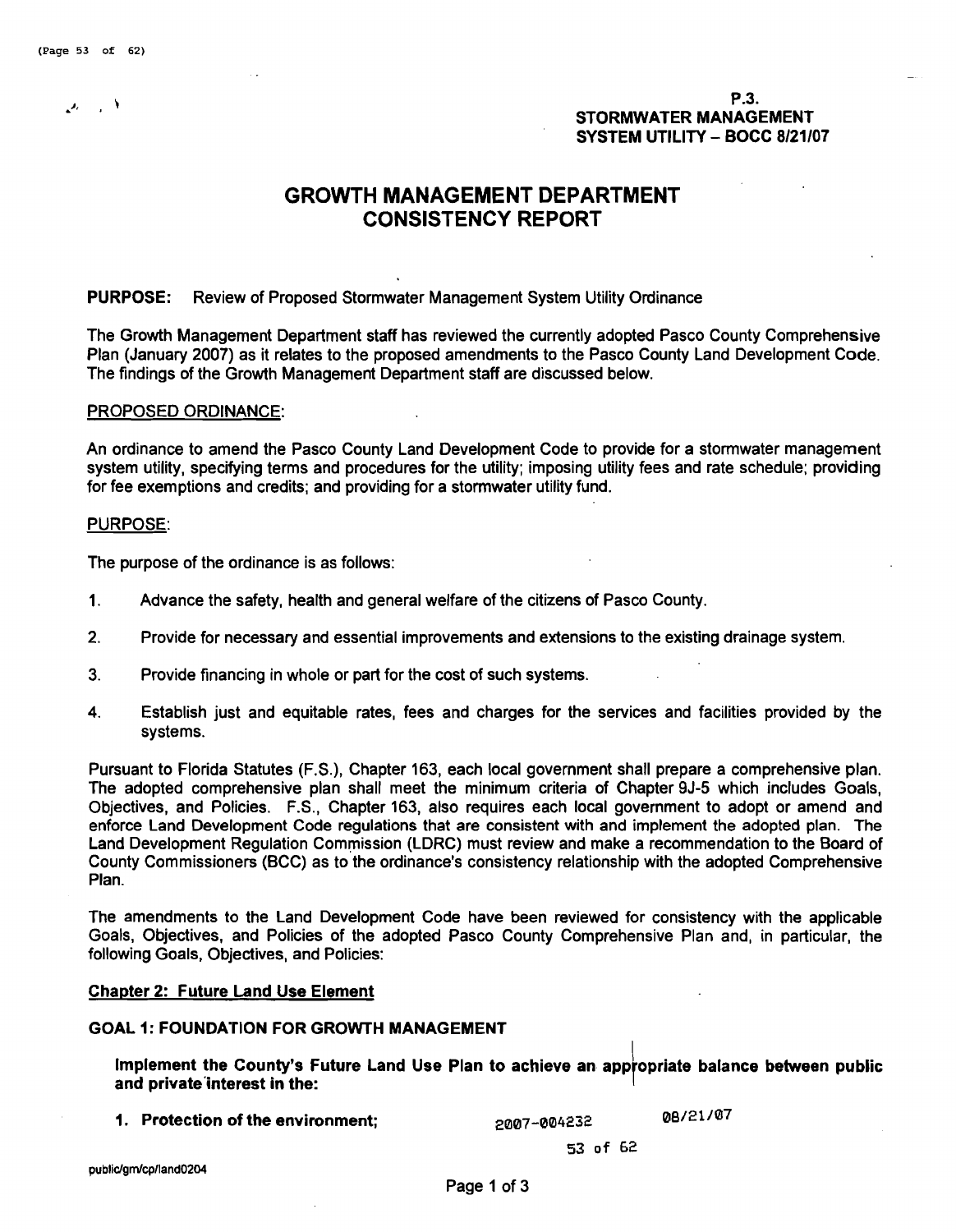P.3.
STORMWATER MANAGEMENT
SYSTEM UTILITY – BOCC 8/21/07

# GROWTH MANAGEMENT DEPARTMENT CONSISTENCY REPORT

**PURPOSE:** Review of Proposed Stormwater Management System Utility Ordinance

The Growth Management Department staff has reviewed the currently adopted Pasco County Comprehensive Plan (January 2007) as it relates to the proposed amendments to the Pasco County Land Development Code. The findings of the Growth Management Department staff are discussed below.

PROPOSED ORDINANCE:

An ordinance to amend the Pasco County Land Development Code to provide for a stormwater management system utility, specifying terms and procedures for the utility; imposing utility fees and rate schedule; providing for fee exemptions and credits; and providing for a stormwater utility fund.

PURPOSE:

The purpose of the ordinance is as follows:

1. Advance the safety, health and general welfare of the citizens of Pasco County.
2. Provide for necessary and essential improvements and extensions to the existing drainage system.
3. Provide financing in whole or part for the cost of such systems.
4. Establish just and equitable rates, fees and charges for the services and facilities provided by the systems.

Pursuant to Florida Statutes (F.S.), Chapter 163, each local government shall prepare a comprehensive plan. The adopted comprehensive plan shall meet the minimum criteria of Chapter 9J-5 which includes Goals, Objectives, and Policies. F.S., Chapter 163, also requires each local government to adopt or amend and enforce Land Development Code regulations that are consistent with and implement the adopted plan. The Land Development Regulation Commission (LDRC) must review and make a recommendation to the Board of County Commissioners (BCC) as to the ordinance's consistency relationship with the adopted Comprehensive Plan.

The amendments to the Land Development Code have been reviewed for consistency with the applicable Goals, Objectives, and Policies of the adopted Pasco County Comprehensive Plan and, in particular, the following Goals, Objectives, and Policies:

**Chapter 2: Future Land Use Element**

**GOAL 1: FOUNDATION FOR GROWTH MANAGEMENT**

**Implement the County's Future Land Use Plan to achieve an appropriate balance between public and private interest in the:**

**1. Protection of the environment;**

2007-004232 08/21/07

public/gm/cp/land0204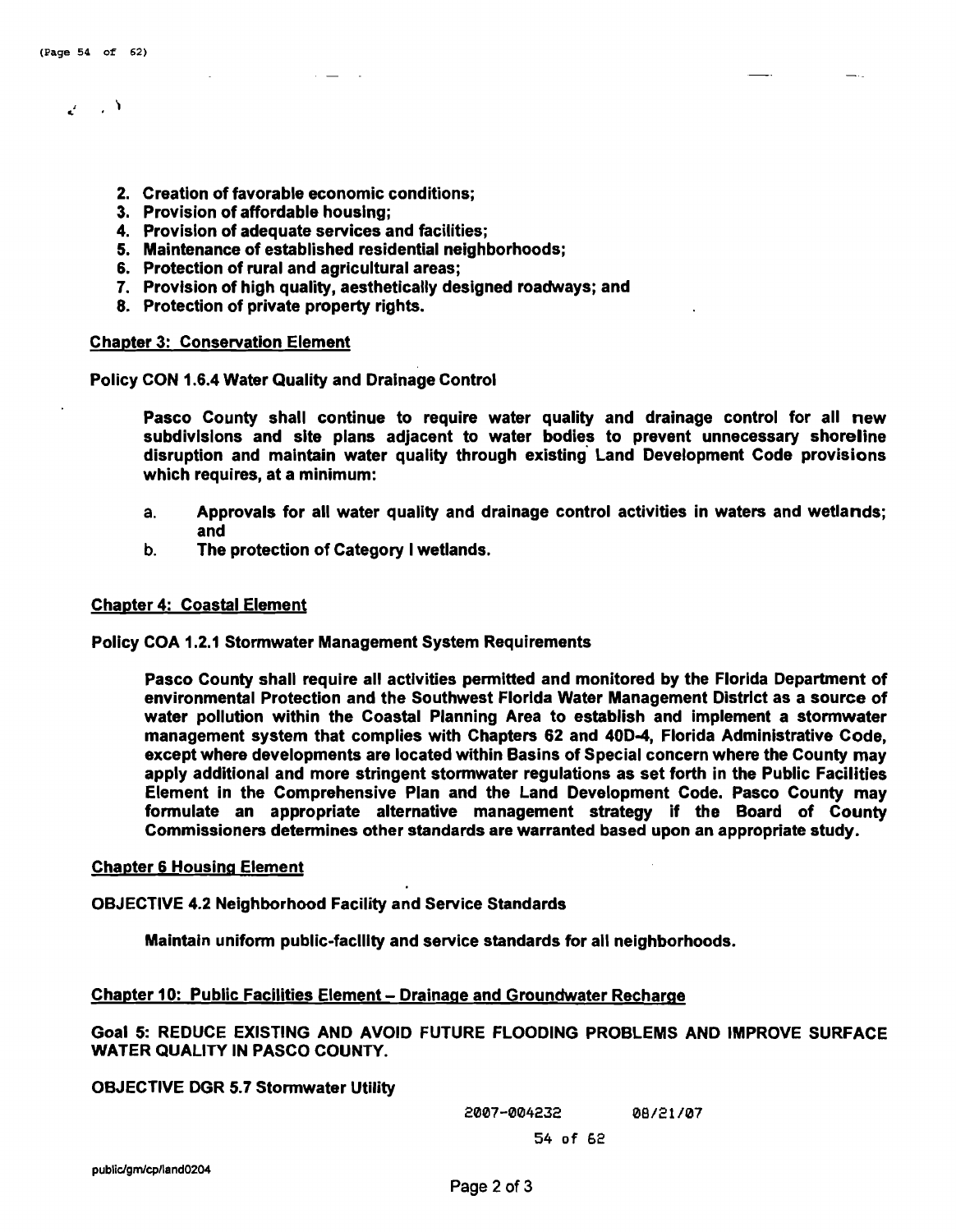2. Creation of favorable economic conditions;
3. Provision of affordable housing;
4. Provision of adequate services and facilities;
5. Maintenance of established residential neighborhoods;
6. Protection of rural and agricultural areas;
7. Provision of high quality, aesthetically designed roadways; and
8. Protection of private property rights.

<u>Chapter 3: Conservation Element</u>

**Policy CON 1.6.4 Water Quality and Drainage Control**

Pasco County shall continue to require water quality and drainage control for all new subdivisions and site plans adjacent to water bodies to prevent unnecessary shoreline disruption and maintain water quality through existing Land Development Code provisions which requires, at a minimum:

a. Approvals for all water quality and drainage control activities in waters and wetlands; and
b. The protection of Category I wetlands.

<u>Chapter 4: Coastal Element</u>

**Policy COA 1.2.1 Stormwater Management System Requirements**

Pasco County shall require all activities permitted and monitored by the Florida Department of environmental Protection and the Southwest Florida Water Management District as a source of water pollution within the Coastal Planning Area to establish and implement a stormwater management system that complies with Chapters 62 and 40D-4, Florida Administrative Code, except where developments are located within Basins of Special concern where the County may apply additional and more stringent stormwater regulations as set forth in the Public Facilities Element in the Comprehensive Plan and the Land Development Code. Pasco County may formulate an appropriate alternative management strategy if the Board of County Commissioners determines other standards are warranted based upon an appropriate study.

<u>Chapter 6 Housing Element</u>

**OBJECTIVE 4.2 Neighborhood Facility and Service Standards**

Maintain uniform public-facility and service standards for all neighborhoods.

<u>Chapter 10: Public Facilities Element – Drainage and Groundwater Recharge</u>

**Goal 5: REDUCE EXISTING AND AVOID FUTURE FLOODING PROBLEMS AND IMPROVE SURFACE WATER QUALITY IN PASCO COUNTY.**

**OBJECTIVE DGR 5.7 Stormwater Utility**

2007-004232 08/21/07

public/gm/cp/land0204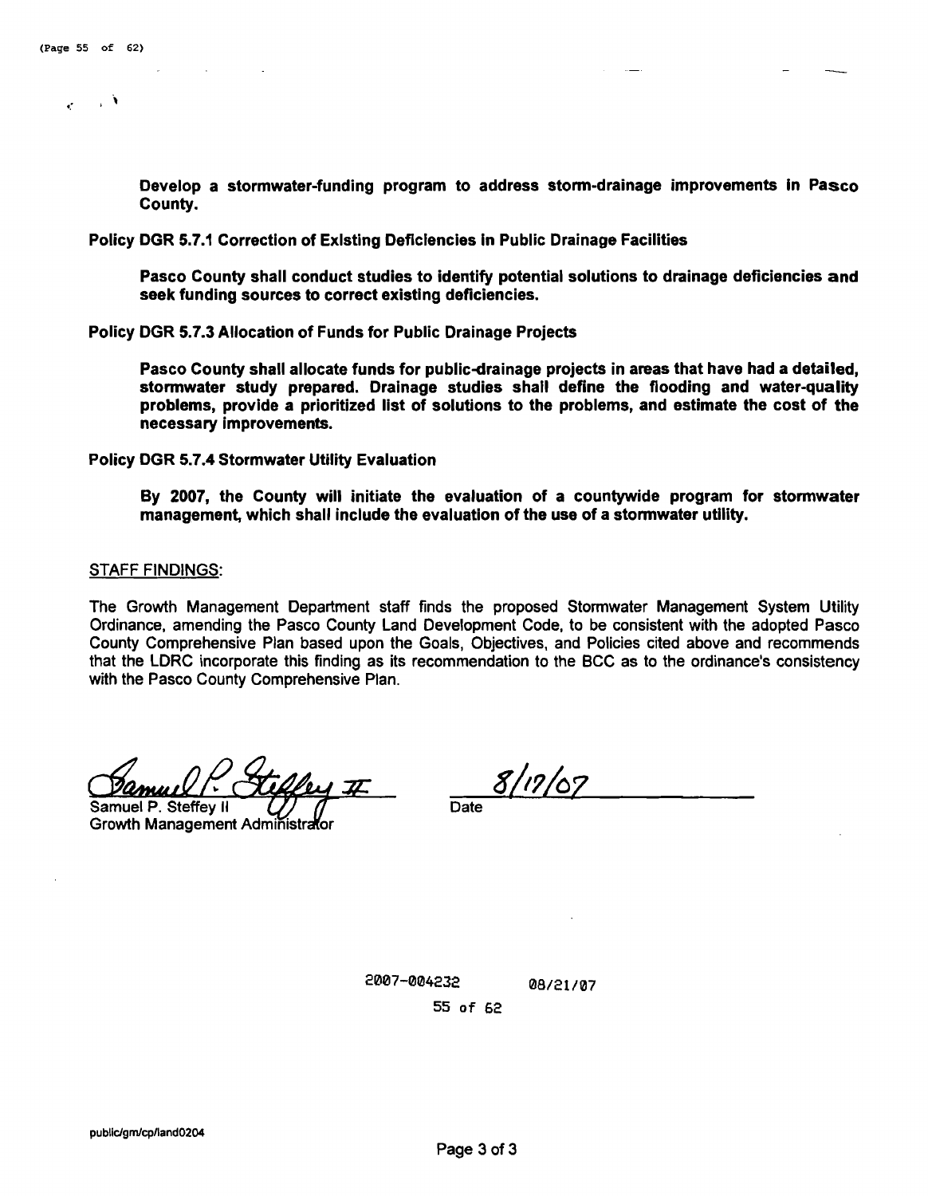**Develop a stormwater-funding program to address storm-drainage improvements in Pasco County.**

**Policy DGR 5.7.1 Correction of Existing Deficiencies in Public Drainage Facilities**

**Pasco County shall conduct studies to identify potential solutions to drainage deficiencies and seek funding sources to correct existing deficiencies.**

**Policy DGR 5.7.3 Allocation of Funds for Public Drainage Projects**

**Pasco County shall allocate funds for public-drainage projects in areas that have had a detailed, stormwater study prepared. Drainage studies shall define the flooding and water-quality problems, provide a prioritized list of solutions to the problems, and estimate the cost of the necessary improvements.**

**Policy DGR 5.7.4 Stormwater Utility Evaluation**

**By 2007, the County will initiate the evaluation of a countywide program for stormwater management, which shall include the evaluation of the use of a stormwater utility.**

STAFF FINDINGS:

The Growth Management Department staff finds the proposed Stormwater Management System Utility Ordinance, amending the Pasco County Land Development Code, to be consistent with the adopted Pasco County Comprehensive Plan based upon the Goals, Objectives, and Policies cited above and recommends that the LDRC incorporate this finding as its recommendation to the BCC as to the ordinance's consistency with the Pasco County Comprehensive Plan.

Samuel P. Steffey II
Growth Management Administrator

Date: 8/17/07

2007-004232 08/21/07

public/gm/cp/land0204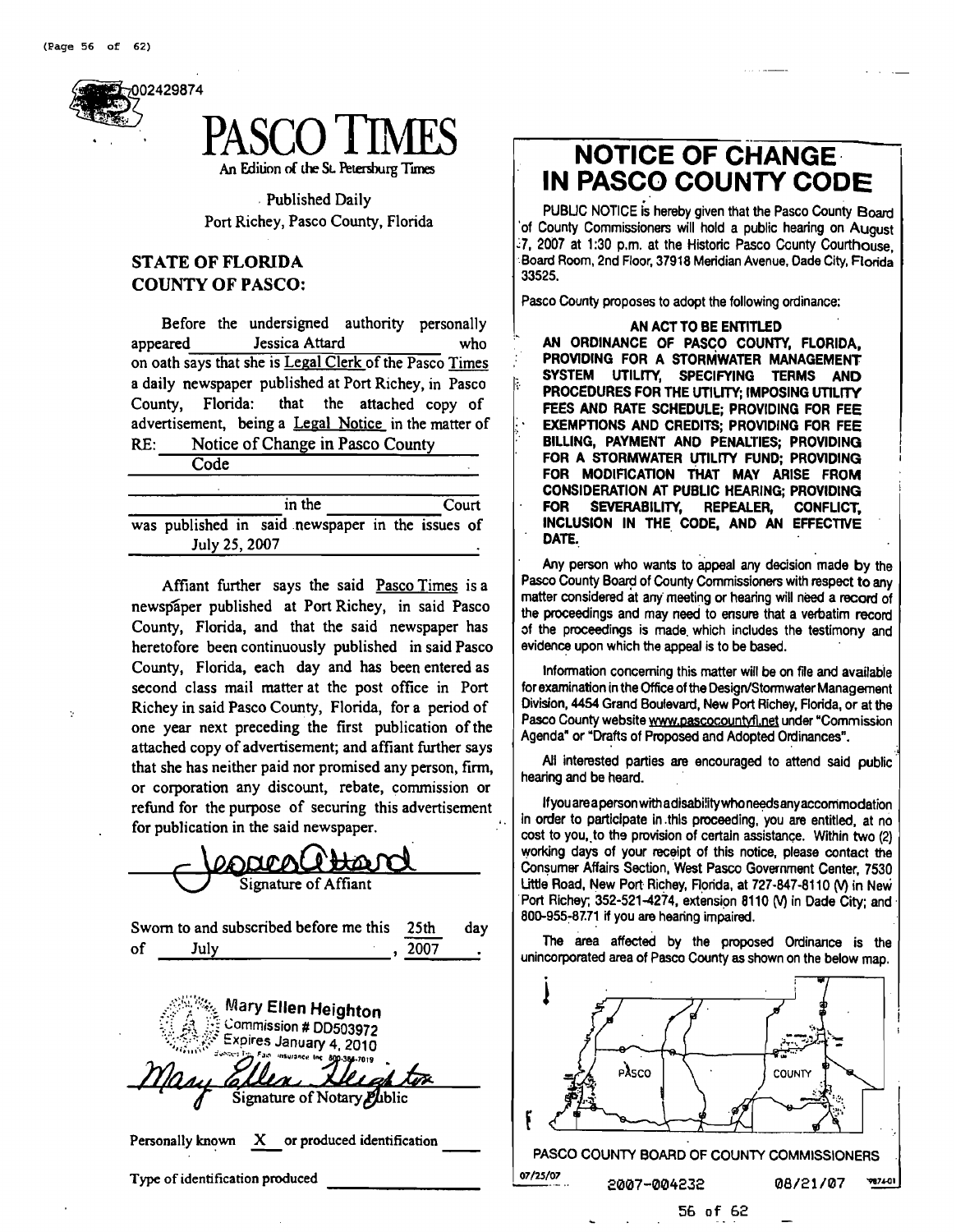002429874

# PASCO TIMES

An Edition of the St. Petersburg Times

Published Daily
Port Richey, Pasco County, Florida

**STATE OF FLORIDA**
**COUNTY OF PASCO:**

Before the undersigned authority personally appeared Jessica Attard who on oath says that she is Legal Clerk of the Pasco Times a daily newspaper published at Port Richey, in Pasco County, Florida: that the attached copy of advertisement, being a Legal Notice in the matter of RE: Notice of Change in Pasco County Code

in the Court was published in said newspaper in the issues of July 25, 2007

Affiant further says the said Pasco Times is a newspaper published at Port Richey, in said Pasco County, Florida, and that the said newspaper has heretofore been continuously published in said Pasco County, Florida, each day and has been entered as second class mail matter at the post office in Port Richey in said Pasco County, Florida, for a period of one year next preceding the first publication of the attached copy of advertisement; and affiant further says that she has neither paid nor promised any person, firm, or corporation any discount, rebate, commission or refund for the purpose of securing this advertisement for publication in the said newspaper.

Signature of Affiant

Sworn to and subscribed before me this 25th day of July, 2007.

Mary Ellen Heighton
Commission # DD503972
Expires January 4, 2010
Bonded Thru Fain Insurance Inc 800-385-7019

Signature of Notary Public

Personally known X or produced identification

Type of identification produced

# NOTICE OF CHANGE IN PASCO COUNTY CODE

PUBLIC NOTICE is hereby given that the Pasco County Board of County Commissioners will hold a public hearing on August 7, 2007 at 1:30 p.m. at the Historic Pasco County Courthouse, Board Room, 2nd Floor, 37918 Meridian Avenue, Dade City, Florida 33525.

Pasco County proposes to adopt the following ordinance:

**AN ACT TO BE ENTITLED**
**AN ORDINANCE OF PASCO COUNTY, FLORIDA, PROVIDING FOR A STORMWATER MANAGEMENT SYSTEM UTILITY, SPECIFYING TERMS AND PROCEDURES FOR THE UTILITY; IMPOSING UTILITY FEES AND RATE SCHEDULE; PROVIDING FOR FEE EXEMPTIONS AND CREDITS; PROVIDING FOR FEE BILLING, PAYMENT AND PENALTIES; PROVIDING FOR A STORMWATER UTILITY FUND; PROVIDING FOR MODIFICATION THAT MAY ARISE FROM CONSIDERATION AT PUBLIC HEARING; PROVIDING FOR SEVERABILITY, REPEALER, CONFLICT, INCLUSION IN THE CODE, AND AN EFFECTIVE DATE.**

Any person who wants to appeal any decision made by the Pasco County Board of County Commissioners with respect to any matter considered at any meeting or hearing will need a record of the proceedings and may need to ensure that a verbatim record of the proceedings is made which includes the testimony and evidence upon which the appeal is to be based.

Information concerning this matter will be on file and available for examination in the Office of the Design/Stormwater Management Division, 4454 Grand Boulevard, New Port Richey, Florida, or at the Pasco County website www.pascocountyfl.net under "Commission Agenda" or "Drafts of Proposed and Adopted Ordinances".

All interested parties are encouraged to attend said public hearing and be heard.

If you are a person with a disability who needs any accommodation in order to participate in this proceeding, you are entitled, at no cost to you, to the provision of certain assistance. Within two (2) working days of your receipt of this notice, please contact the Consumer Affairs Section, West Pasco Government Center, 7530 Little Road, New Port Richey, Florida, at 727-847-8110 (V) in New Port Richey; 352-521-4274, extension 8110 (V) in Dade City; and 800-955-8771 if you are hearing impaired.

The area affected by the proposed Ordinance is the unincorporated area of Pasco County as shown on the below map.

PASCO COUNTY

PASCO COUNTY BOARD OF COUNTY COMMISSIONERS

07/25/07 2007-004232 08/21/07 7874-01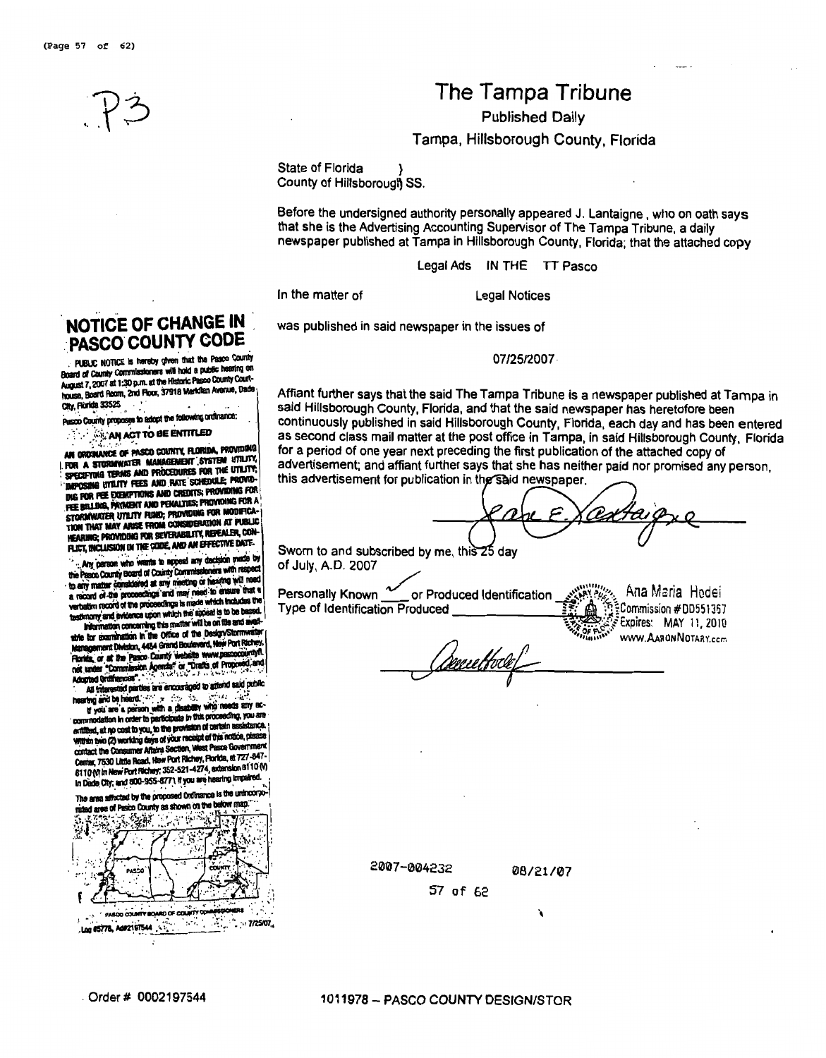P3

# The Tampa Tribune

Published Daily

Tampa, Hillsborough County, Florida

State of Florida )
County of Hillsborough SS.

Before the undersigned authority personally appeared J. Lantaigne, who on oath says that she is the Advertising Accounting Supervisor of The Tampa Tribune, a daily newspaper published at Tampa in Hillsborough County, Florida; that the attached copy

Legal Ads IN THE TT Pasco

In the matter of Legal Notices

was published in said newspaper in the issues of

07/25/2007

Affiant further says that the said The Tampa Tribune is a newspaper published at Tampa in said Hillsborough County, Florida, and that the said newspaper has heretofore been continuously published in said Hillsborough County, Florida, each day and has been entered as second class mail matter at the post office in Tampa, in said Hillsborough County, Florida for a period of one year next preceding the first publication of the attached copy of advertisement; and affiant further says that she has neither paid nor promised any person, this advertisement for publication in the said newspaper.

Sworn to and subscribed by me, this 25 day of July, A.D. 2007

Personally Known ✓ or Produced Identification
Type of Identification Produced

Ana Maria Hodel
Commission # DD551367
Expires: MAY 11, 2010
www.AaronNotary.com

## NOTICE OF CHANGE IN PASCO COUNTY CODE

PUBLIC NOTICE is hereby given that the Pasco County Board of County Commissioners will hold a public hearing on August 7, 2007 at 1:30 p.m. at the Historic Pasco County Courthouse, Board Room, 2nd Floor, 37918 Meridian Avenue, Dade City, Florida 33525.

Pasco County proposes to adopt the following ordinance:

AN ACT TO BE ENTITLED

AN ORDINANCE OF PASCO COUNTY, FLORIDA, PROVIDING FOR A STORMWATER MANAGEMENT SYSTEM UTILITY, SPECIFYING TERMS AND PROCEDURES FOR THE UTILITY; IMPOSING UTILITY FEES AND RATE SCHEDULE; PROVIDING FOR FEE EXEMPTIONS AND CREDITS; PROVIDING FOR FEE BILLING, PAYMENT AND PENALTIES; PROVIDING FOR A STORMWATER UTILITY FUND; PROVIDING FOR MODIFICATION THAT MAY ARISE FROM CONSIDERATION AT PUBLIC HEARING; PROVIDING FOR SEVERABILITY, REPEALER, CONFLICT, INCLUSION IN THE CODE, AND AN EFFECTIVE DATE.

Any person who wants to appeal any decision made by the Pasco County Board of County Commissioners with respect to any matter considered at any meeting or hearing will need a record of the proceedings and may need to ensure that a verbatim record of the proceedings is made which includes the testimony and evidence upon which the appeal is to be based.

Information concerning this matter will be on file and available for examination in the Office of the Design/Stormwater Management Division, 4454 Grand Boulevard, New Port Richey, Florida, or at the Pasco County website www.pascocountyfl.net under "Commission Agenda" or "Drafts of Proposed and Adopted Ordinances".

All interested parties are encouraged to attend said public hearing and be heard.

If you are a person with a disability who needs any accommodation in order to participate in this proceeding, you are entitled, at no cost to you, to the provision of certain assistance. Within two (2) working days of your receipt of this notice, please contact the Consumer Affairs Section, West Pasco Government Center, 7530 Little Road, New Port Richey, Florida, at 727-847-8110 (V) in New Port Richey; 352-521-4274, extension 8110 (V) in Dade City; and 800-955-8771 if you are hearing impaired.

The area affected by the proposed Ordinance is the unincorporated area of Pasco County as shown on the below map:

PASCO COUNTY BOARD OF COUNTY COMMISSIONERS
Log #5778, Ad#2197544 7/25/07

2007-004232 08/21/07

Order # 0002197544

1011978 – PASCO COUNTY DESIGN/STOR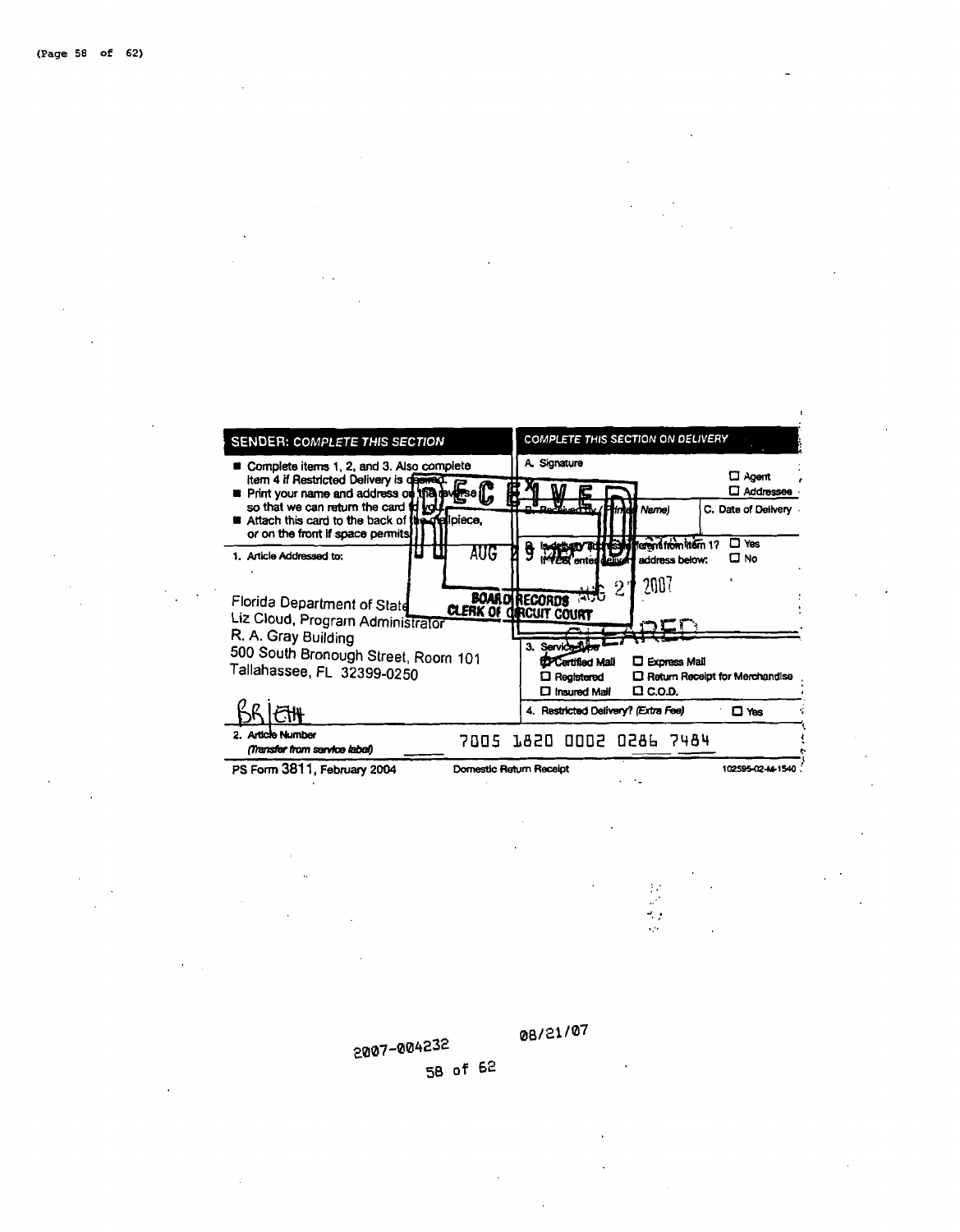| SENDER: COMPLETE THIS SECTION | COMPLETE THIS SECTION ON DELIVERY |
| --- | --- |
| ■ Complete items 1, 2, and 3. Also complete item 4 if Restricted Delivery is desired. ■ Print your name and address on the reverse so that we can return the card to you. ■ Attach this card to the back of the mailpiece, or on the front if space permits. | A. Signature ☐ Agent ☐ Addressee |
| | B. Received by (Printed Name) C. Date of Delivery |
| 1. Article Addressed to: | D. Is delivery address different from item 1? ☐ Yes If YES, enter delivery address below: ☐ No |
| Florida Department of State Liz Cloud, Program Administrator R. A. Gray Building 500 South Bronough Street, Room 101 Tallahassee, FL 32399-0250 | 3. Service Type ☒ Certified Mail ☐ Express Mail ☐ Registered ☐ Return Receipt for Merchandise ☐ Insured Mail ☐ C.O.D. |
| BR \| ETH | 4. Restricted Delivery? (Extra Fee) ☐ Yes |
| 2. Article Number (Transfer from service label) | 7005 1820 0002 0286 7484 |
| PS Form 3811, February 2004 | Domestic Return Receipt 102595-02-M-1540 |

RECEIVED AUG 29 2007

AUG 27 2007

BOARD RECORDS CLERK OF CIRCUIT COURT

CLEARED

2007-004232 08/21/07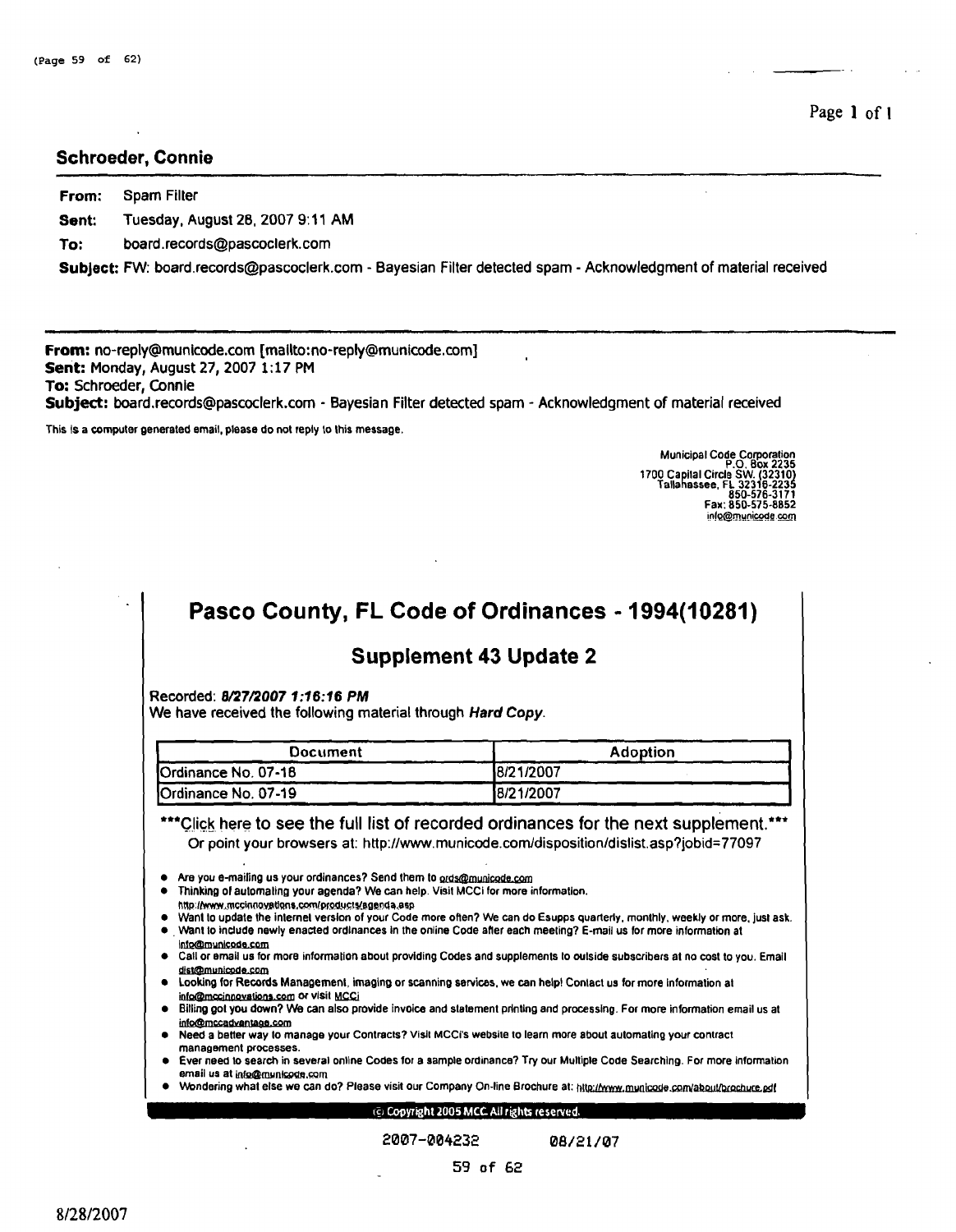## Schroeder, Connie

**From:** Spam Filter
**Sent:** Tuesday, August 28, 2007 9:11 AM
**To:** board.records@pascoclerk.com
**Subject:** FW: board.records@pascoclerk.com - Bayesian Filter detected spam - Acknowledgment of material received

---

**From:** no-reply@municode.com [mailto:no-reply@municode.com]
**Sent:** Monday, August 27, 2007 1:17 PM
**To:** Schroeder, Connie
**Subject:** board.records@pascoclerk.com - Bayesian Filter detected spam - Acknowledgment of material received

This is a computer generated email, please do not reply to this message.

Municipal Code Corporation
P.O. Box 2235
1700 Capital Circle SW. (32310)
Tallahassee, FL 32316-2235
850-576-3171
Fax: 850-575-8852
info@municode.com

# Pasco County, FL Code of Ordinances - 1994(10281)

## Supplement 43 Update 2

Recorded: ***8/27/2007 1:16:16 PM***
We have received the following material through *Hard Copy*.

| Document | Adoption |
|---|---|
| Ordinance No. 07-18 | 8/21/2007 |
| Ordinance No. 07-19 | 8/21/2007 |

***Click here to see the full list of recorded ordinances for the next supplement.***
Or point your browsers at: http://www.municode.com/disposition/dislist.asp?jobid=77097

- Are you e-mailing us your ordinances? Send them to ords@municode.com
- Thinking of automating your agenda? We can help. Visit MCCi for more information. http://www.mccinnovations.com/products/agenda.asp
- Want to update the internet version of your Code more often? We can do Esupps quarterly, monthly, weekly or more, just ask.
- Want to include newly enacted ordinances in the online Code after each meeting? E-mail us for more information at info@municode.com
- Call or email us for more information about providing Codes and supplements to outside subscribers at no cost to you. Email dist@municode.com
- Looking for Records Management, imaging or scanning services, we can help! Contact us for more information at info@mccinnovations.com or visit MCCi
- Billing got you down? We can also provide invoice and statement printing and processing. For more information email us at info@mccadvantage.com
- Need a better way to manage your Contracts? Visit MCCi's website to learn more about automating your contract management processes.
- Ever need to search in several online Codes for a sample ordinance? Try our Multiple Code Searching. For more information email us at info@municode.com
- Wondering what else we can do? Please visit our Company On-line Brochure at: http://www.municode.com/about/brochure.pdf

© Copyright 2005 MCC All rights reserved.

2007-004232 08/21/07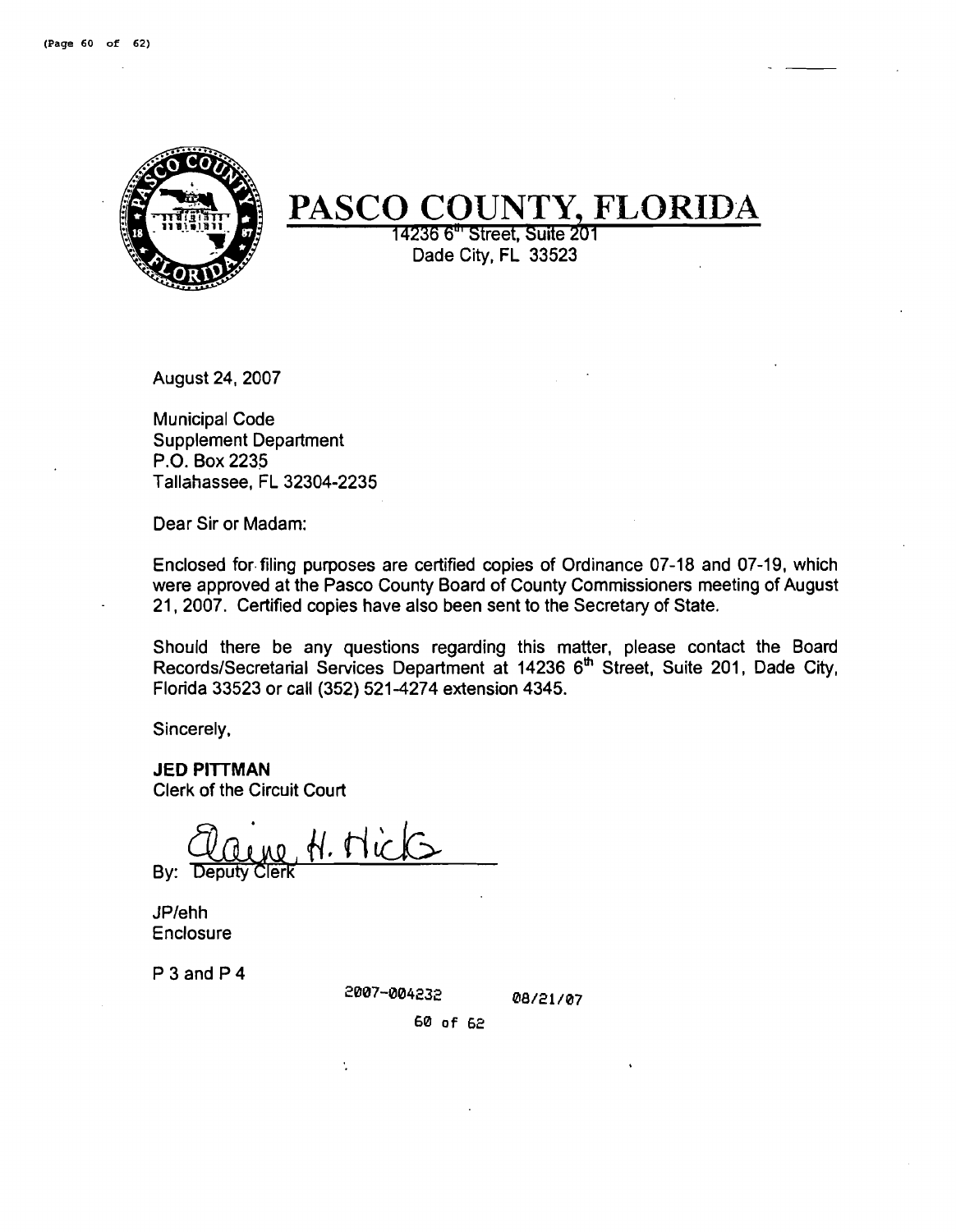# PASCO COUNTY, FLORIDA

14236 6th Street, Suite 201
Dade City, FL 33523

August 24, 2007

Municipal Code
Supplement Department
P.O. Box 2235
Tallahassee, FL 32304-2235

Dear Sir or Madam:

Enclosed for filing purposes are certified copies of Ordinance 07-18 and 07-19, which were approved at the Pasco County Board of County Commissioners meeting of August 21, 2007. Certified copies have also been sent to the Secretary of State.

Should there be any questions regarding this matter, please contact the Board Records/Secretarial Services Department at 14236 6th Street, Suite 201, Dade City, Florida 33523 or call (352) 521-4274 extension 4345.

Sincerely,

**JED PITTMAN**
Clerk of the Circuit Court

Elaine H. Hicks

By: Deputy Clerk

JP/ehh
Enclosure

P 3 and P 4

2007-004232 08/21/07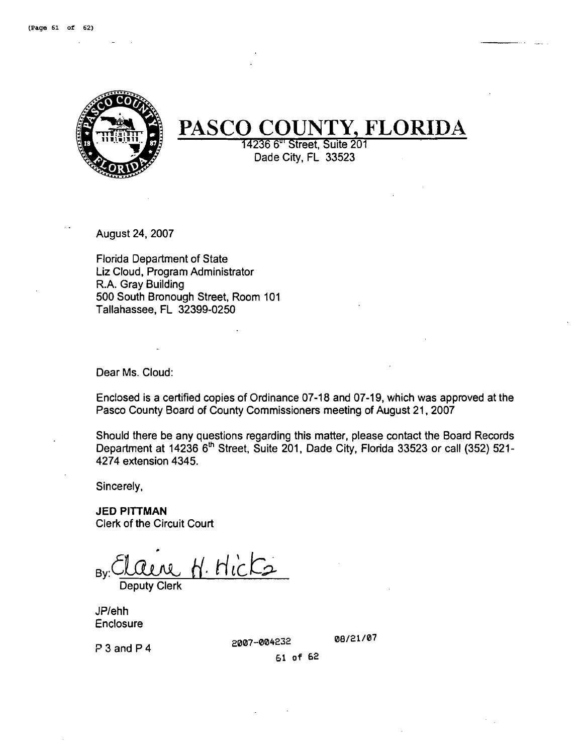# PASCO COUNTY, FLORIDA

14236 6th Street, Suite 201
Dade City, FL 33523

August 24, 2007

Florida Department of State
Liz Cloud, Program Administrator
R.A. Gray Building
500 South Bronough Street, Room 101
Tallahassee, FL 32399-0250

Dear Ms. Cloud:

Enclosed is a certified copies of Ordinance 07-18 and 07-19, which was approved at the Pasco County Board of County Commissioners meeting of August 21, 2007

Should there be any questions regarding this matter, please contact the Board Records Department at 14236 6th Street, Suite 201, Dade City, Florida 33523 or call (352) 521-4274 extension 4345.

Sincerely,

**JED PITTMAN**
Clerk of the Circuit Court

By: Elaine H. Hicks
Deputy Clerk

JP/ehh
Enclosure

P 3 and P 4

2007-004232 08/21/07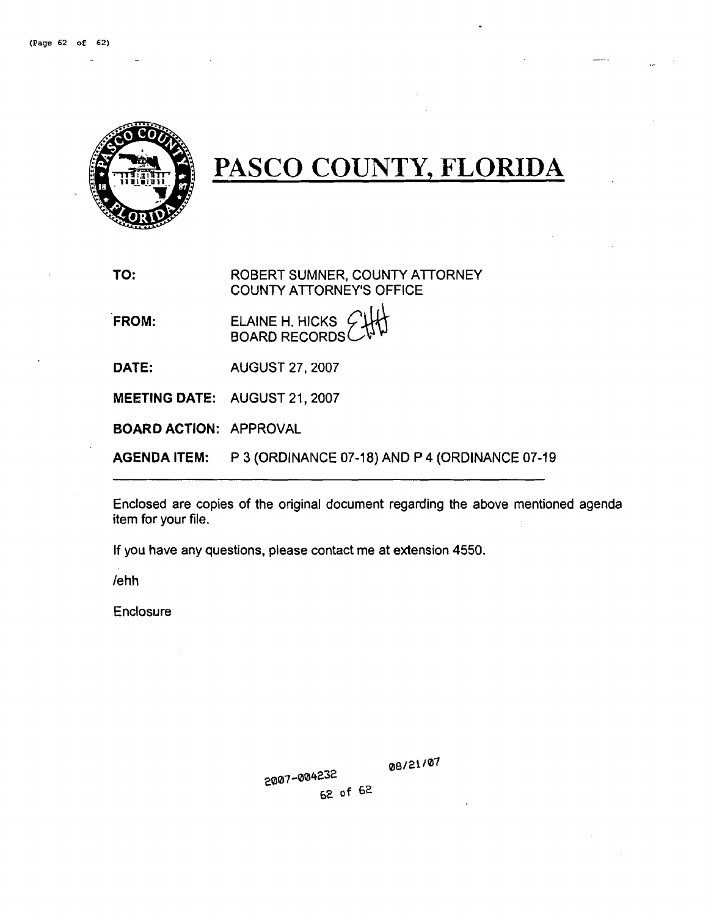# PASCO COUNTY, FLORIDA

**TO:** ROBERT SUMNER, COUNTY ATTORNEY
COUNTY ATTORNEY'S OFFICE

**FROM:** ELAINE H. HICKS
BOARD RECORDS

**DATE:** AUGUST 27, 2007

**MEETING DATE:** AUGUST 21, 2007

**BOARD ACTION:** APPROVAL

**AGENDA ITEM:** P 3 (ORDINANCE 07-18) AND P 4 (ORDINANCE 07-19

---

Enclosed are copies of the original document regarding the above mentioned agenda item for your file.

If you have any questions, please contact me at extension 4550.

/ehh

Enclosure

2007-004232 08/21/07